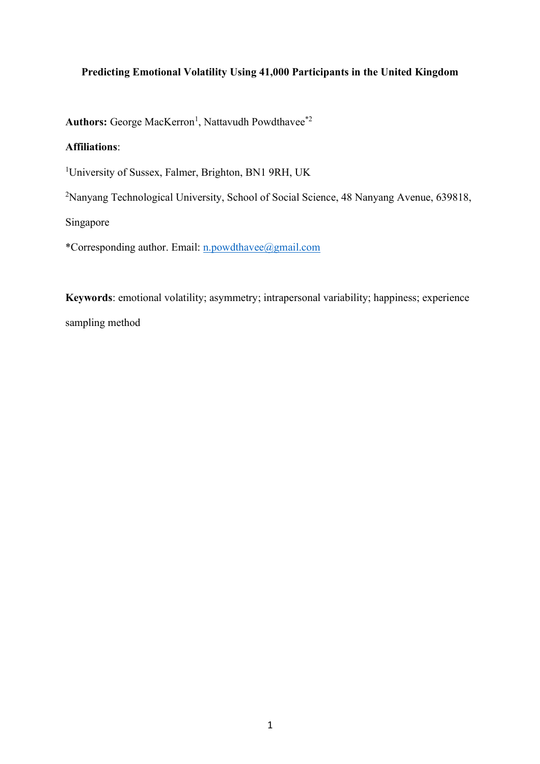# Predicting Emotional Volatility Using 41,000 Participants in the United Kingdom

**Authors:** George MacKerron[1], Nattavudh Powdthavee[*2]

**Affiliations**:

[1]University of Sussex, Falmer, Brighton, BN1 9RH, UK

[2]Nanyang Technological University, School of Social Science, 48 Nanyang Avenue, 639818, Singapore

*Corresponding author. Email: n.powdthavee@gmail.com

**Keywords**: emotional volatility; asymmetry; intrapersonal variability; happiness; experience sampling method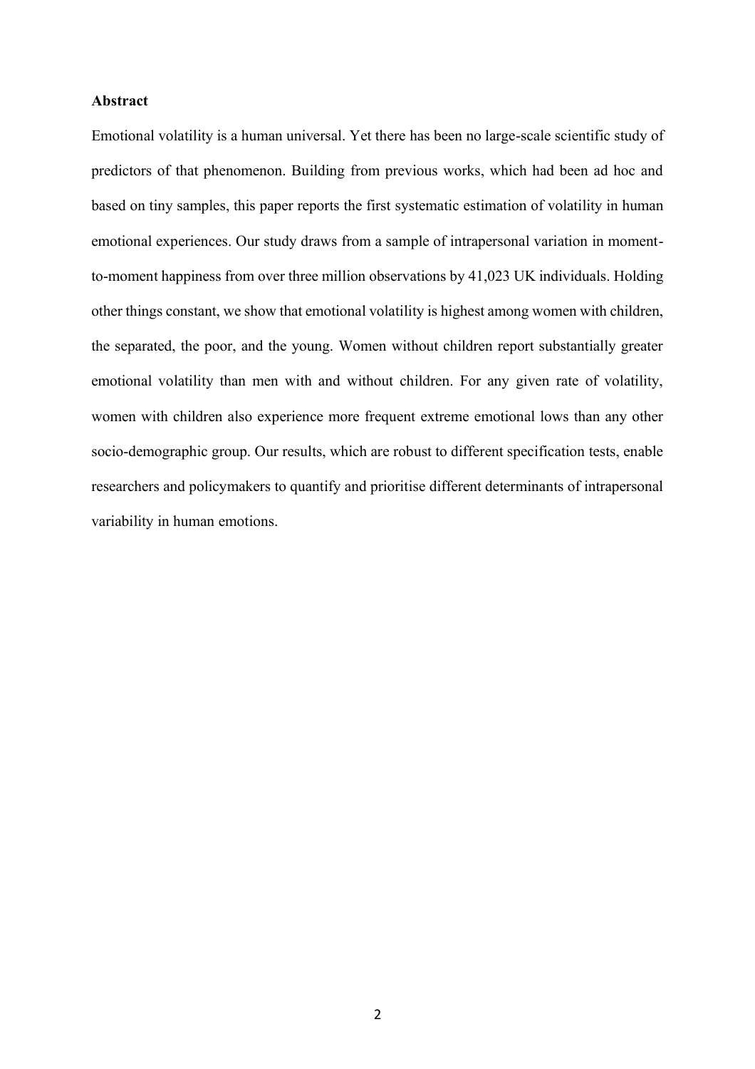**Abstract**

Emotional volatility is a human universal. Yet there has been no large-scale scientific study of predictors of that phenomenon. Building from previous works, which had been ad hoc and based on tiny samples, this paper reports the first systematic estimation of volatility in human emotional experiences. Our study draws from a sample of intrapersonal variation in moment-to-moment happiness from over three million observations by 41,023 UK individuals. Holding other things constant, we show that emotional volatility is highest among women with children, the separated, the poor, and the young. Women without children report substantially greater emotional volatility than men with and without children. For any given rate of volatility, women with children also experience more frequent extreme emotional lows than any other socio-demographic group. Our results, which are robust to different specification tests, enable researchers and policymakers to quantify and prioritise different determinants of intrapersonal variability in human emotions.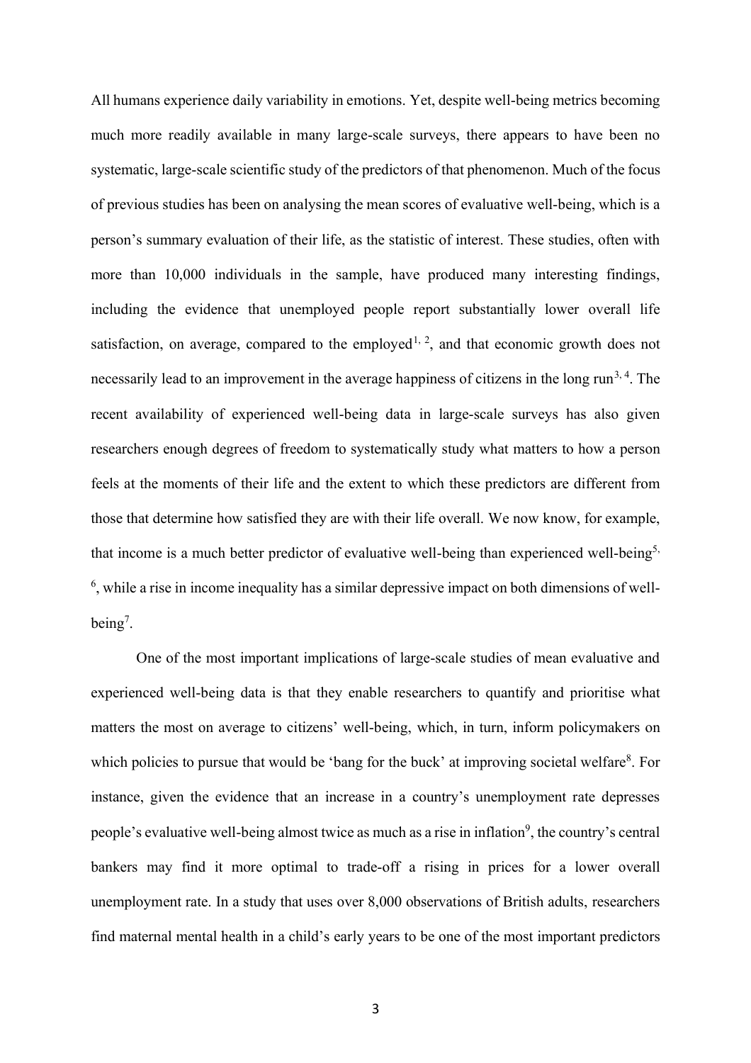All humans experience daily variability in emotions. Yet, despite well-being metrics becoming much more readily available in many large-scale surveys, there appears to have been no systematic, large-scale scientific study of the predictors of that phenomenon. Much of the focus of previous studies has been on analysing the mean scores of evaluative well-being, which is a person's summary evaluation of their life, as the statistic of interest. These studies, often with more than 10,000 individuals in the sample, have produced many interesting findings, including the evidence that unemployed people report substantially lower overall life satisfaction, on average, compared to the employed[1, 2], and that economic growth does not necessarily lead to an improvement in the average happiness of citizens in the long run[3, 4]. The recent availability of experienced well-being data in large-scale surveys has also given researchers enough degrees of freedom to systematically study what matters to how a person feels at the moments of their life and the extent to which these predictors are different from those that determine how satisfied they are with their life overall. We now know, for example, that income is a much better predictor of evaluative well-being than experienced well-being[5, 6], while a rise in income inequality has a similar depressive impact on both dimensions of well-being[7].

One of the most important implications of large-scale studies of mean evaluative and experienced well-being data is that they enable researchers to quantify and prioritise what matters the most on average to citizens' well-being, which, in turn, inform policymakers on which policies to pursue that would be 'bang for the buck' at improving societal welfare[8]. For instance, given the evidence that an increase in a country's unemployment rate depresses people's evaluative well-being almost twice as much as a rise in inflation[9], the country's central bankers may find it more optimal to trade-off a rising in prices for a lower overall unemployment rate. In a study that uses over 8,000 observations of British adults, researchers find maternal mental health in a child's early years to be one of the most important predictors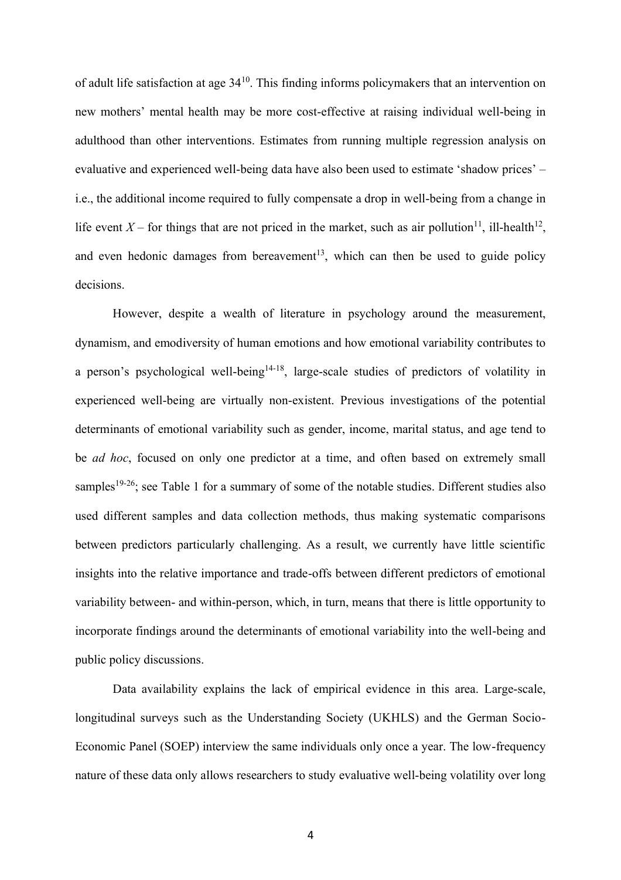of adult life satisfaction at age 34[10]. This finding informs policymakers that an intervention on new mothers' mental health may be more cost-effective at raising individual well-being in adulthood than other interventions. Estimates from running multiple regression analysis on evaluative and experienced well-being data have also been used to estimate 'shadow prices' – i.e., the additional income required to fully compensate a drop in well-being from a change in life event $X$ – for things that are not priced in the market, such as air pollution[11], ill-health[12], and even hedonic damages from bereavement[13], which can then be used to guide policy decisions.

However, despite a wealth of literature in psychology around the measurement, dynamism, and emodiversity of human emotions and how emotional variability contributes to a person's psychological well-being[14-18], large-scale studies of predictors of volatility in experienced well-being are virtually non-existent. Previous investigations of the potential determinants of emotional variability such as gender, income, marital status, and age tend to be *ad hoc*, focused on only one predictor at a time, and often based on extremely small samples[19-26]; see Table 1 for a summary of some of the notable studies. Different studies also used different samples and data collection methods, thus making systematic comparisons between predictors particularly challenging. As a result, we currently have little scientific insights into the relative importance and trade-offs between different predictors of emotional variability between- and within-person, which, in turn, means that there is little opportunity to incorporate findings around the determinants of emotional variability into the well-being and public policy discussions.

Data availability explains the lack of empirical evidence in this area. Large-scale, longitudinal surveys such as the Understanding Society (UKHLS) and the German Socio-Economic Panel (SOEP) interview the same individuals only once a year. The low-frequency nature of these data only allows researchers to study evaluative well-being volatility over long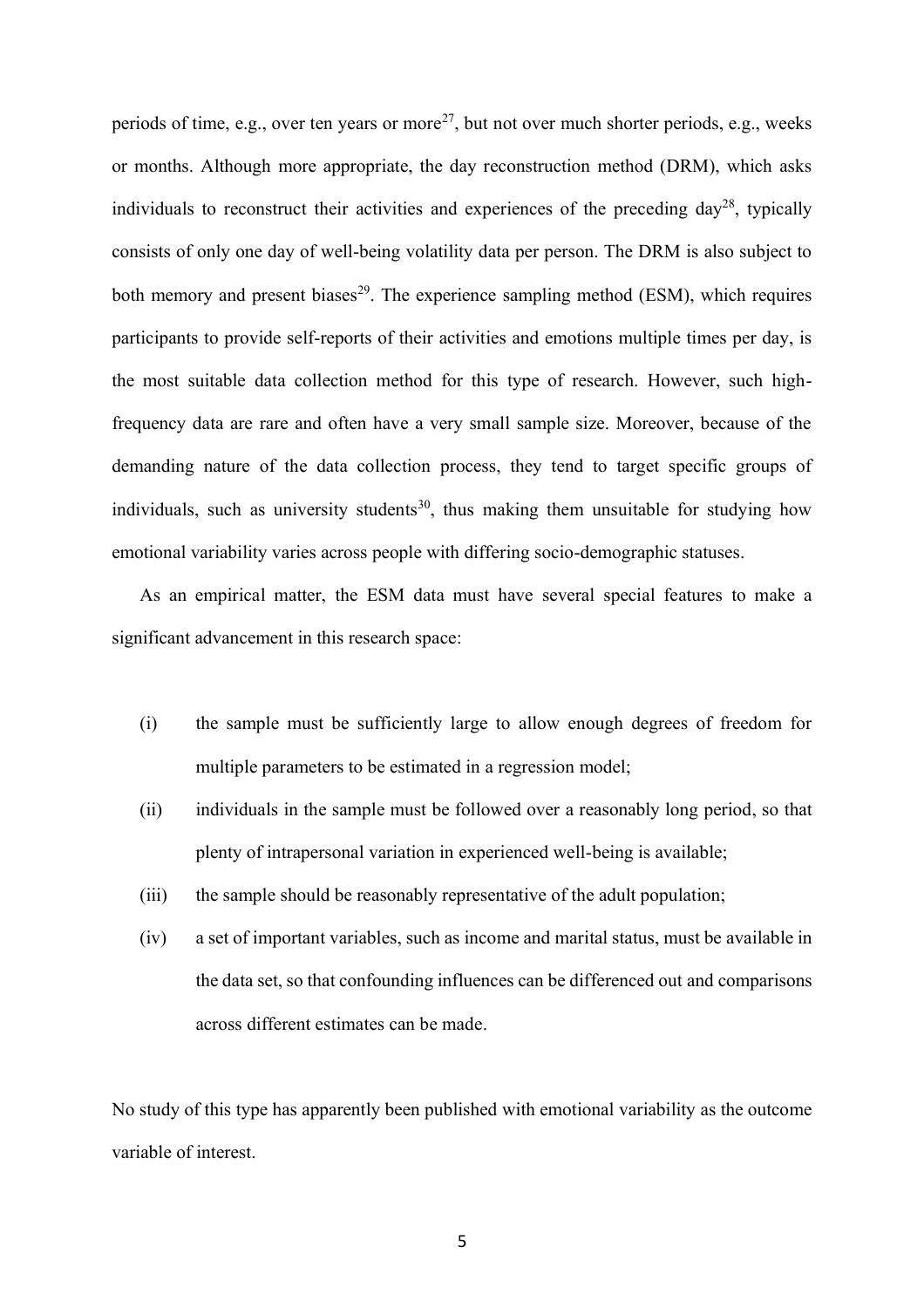periods of time, e.g., over ten years or more[27], but not over much shorter periods, e.g., weeks or months. Although more appropriate, the day reconstruction method (DRM), which asks individuals to reconstruct their activities and experiences of the preceding day[28], typically consists of only one day of well-being volatility data per person. The DRM is also subject to both memory and present biases[29]. The experience sampling method (ESM), which requires participants to provide self-reports of their activities and emotions multiple times per day, is the most suitable data collection method for this type of research. However, such high-frequency data are rare and often have a very small sample size. Moreover, because of the demanding nature of the data collection process, they tend to target specific groups of individuals, such as university students[30], thus making them unsuitable for studying how emotional variability varies across people with differing socio-demographic statuses.

As an empirical matter, the ESM data must have several special features to make a significant advancement in this research space:

(i) the sample must be sufficiently large to allow enough degrees of freedom for multiple parameters to be estimated in a regression model;

(ii) individuals in the sample must be followed over a reasonably long period, so that plenty of intrapersonal variation in experienced well-being is available;

(iii) the sample should be reasonably representative of the adult population;

(iv) a set of important variables, such as income and marital status, must be available in the data set, so that confounding influences can be differenced out and comparisons across different estimates can be made.

No study of this type has apparently been published with emotional variability as the outcome variable of interest.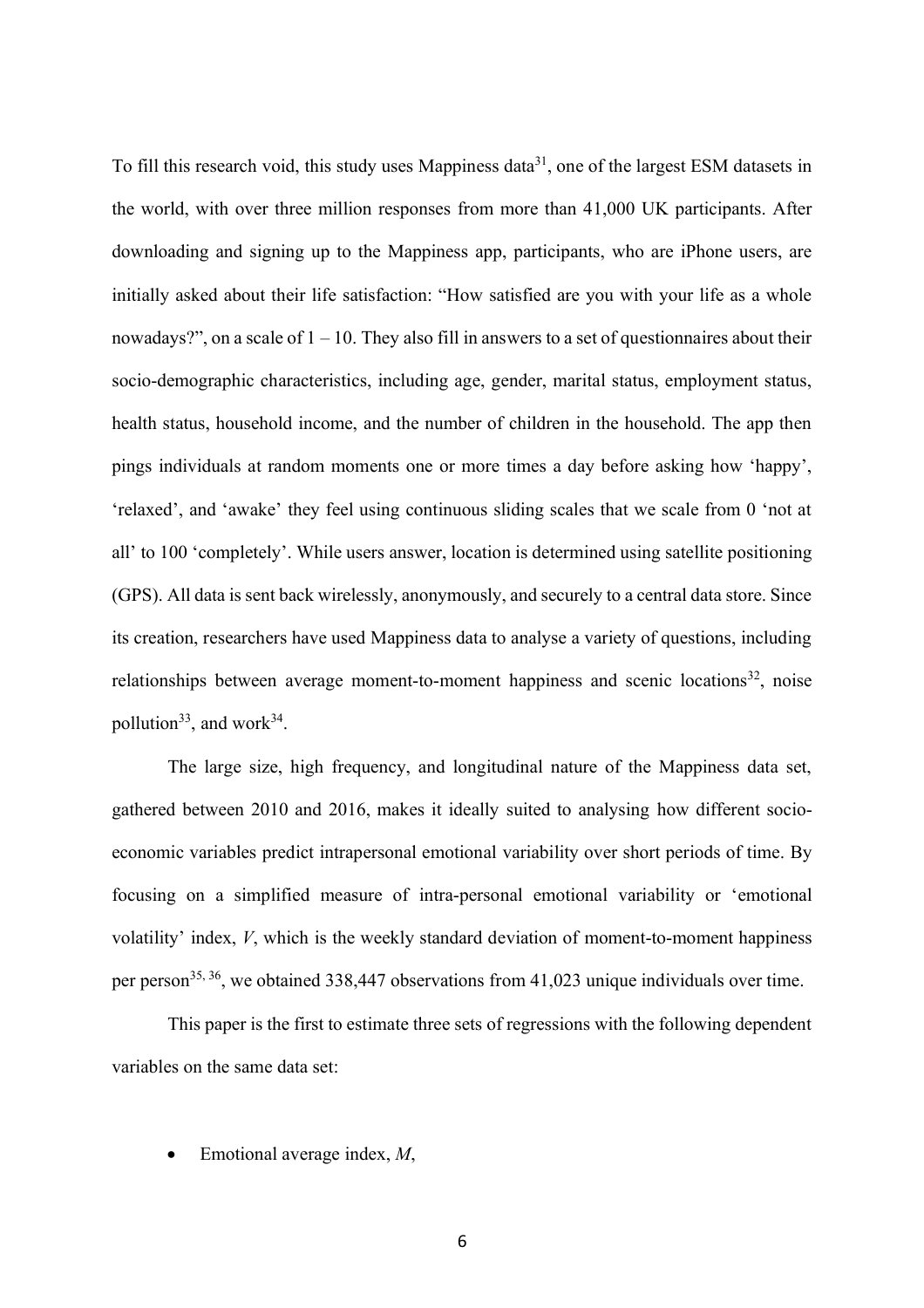To fill this research void, this study uses Mappiness data[31], one of the largest ESM datasets in the world, with over three million responses from more than 41,000 UK participants. After downloading and signing up to the Mappiness app, participants, who are iPhone users, are initially asked about their life satisfaction: "How satisfied are you with your life as a whole nowadays?", on a scale of 1 – 10. They also fill in answers to a set of questionnaires about their socio-demographic characteristics, including age, gender, marital status, employment status, health status, household income, and the number of children in the household. The app then pings individuals at random moments one or more times a day before asking how 'happy', 'relaxed', and 'awake' they feel using continuous sliding scales that we scale from 0 'not at all' to 100 'completely'. While users answer, location is determined using satellite positioning (GPS). All data is sent back wirelessly, anonymously, and securely to a central data store. Since its creation, researchers have used Mappiness data to analyse a variety of questions, including relationships between average moment-to-moment happiness and scenic locations[32], noise pollution[33], and work[34].

The large size, high frequency, and longitudinal nature of the Mappiness data set, gathered between 2010 and 2016, makes it ideally suited to analysing how different socio-economic variables predict intrapersonal emotional variability over short periods of time. By focusing on a simplified measure of intra-personal emotional variability or 'emotional volatility' index, *V*, which is the weekly standard deviation of moment-to-moment happiness per person[35, 36], we obtained 338,447 observations from 41,023 unique individuals over time.

This paper is the first to estimate three sets of regressions with the following dependent variables on the same data set:

- Emotional average index, *M*,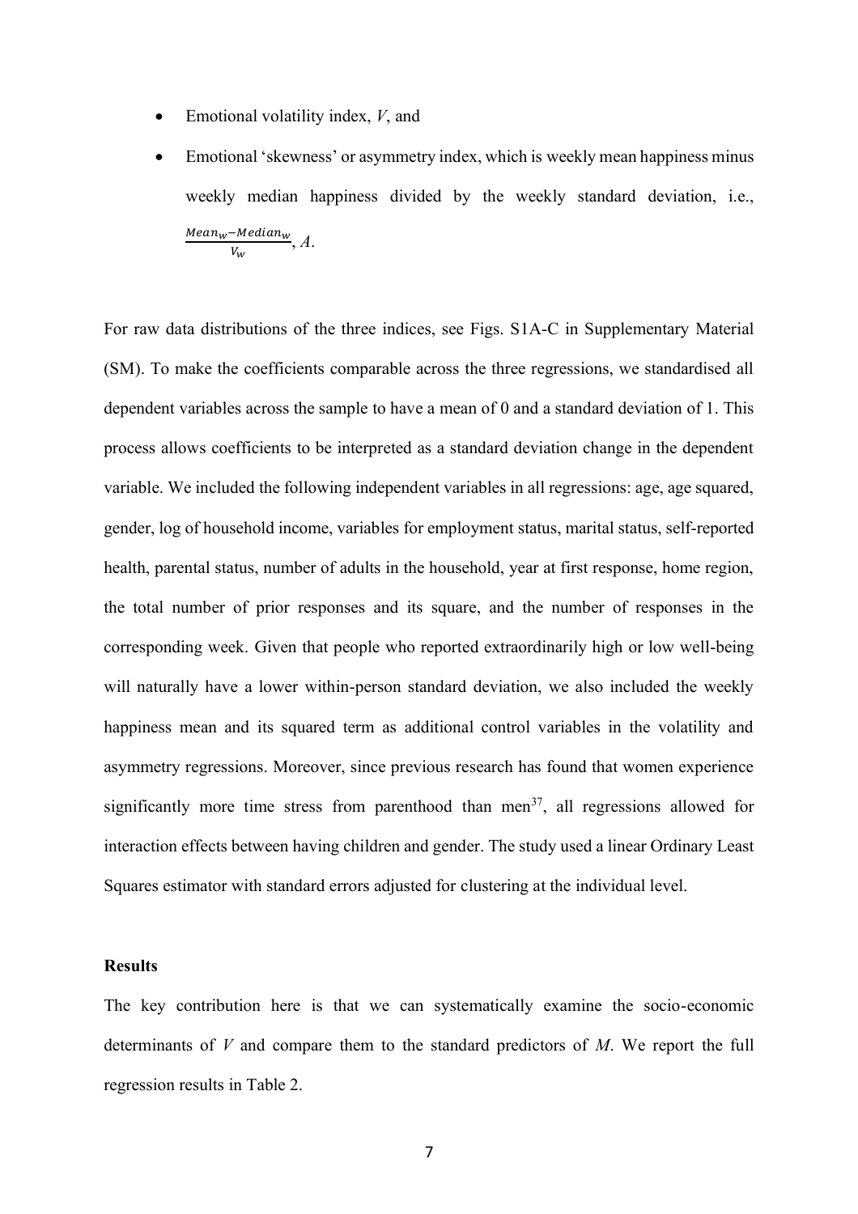- Emotional volatility index, $V$, and
- Emotional 'skewness' or asymmetry index, which is weekly mean happiness minus weekly median happiness divided by the weekly standard deviation, i.e., $\frac{Mean_w - Median_w}{V_w}$, $A$.

For raw data distributions of the three indices, see Figs. S1A-C in Supplementary Material (SM). To make the coefficients comparable across the three regressions, we standardised all dependent variables across the sample to have a mean of 0 and a standard deviation of 1. This process allows coefficients to be interpreted as a standard deviation change in the dependent variable. We included the following independent variables in all regressions: age, age squared, gender, log of household income, variables for employment status, marital status, self-reported health, parental status, number of adults in the household, year at first response, home region, the total number of prior responses and its square, and the number of responses in the corresponding week. Given that people who reported extraordinarily high or low well-being will naturally have a lower within-person standard deviation, we also included the weekly happiness mean and its squared term as additional control variables in the volatility and asymmetry regressions. Moreover, since previous research has found that women experience significantly more time stress from parenthood than men[37], all regressions allowed for interaction effects between having children and gender. The study used a linear Ordinary Least Squares estimator with standard errors adjusted for clustering at the individual level.

## Results

The key contribution here is that we can systematically examine the socio-economic determinants of $V$ and compare them to the standard predictors of $M$. We report the full regression results in Table 2.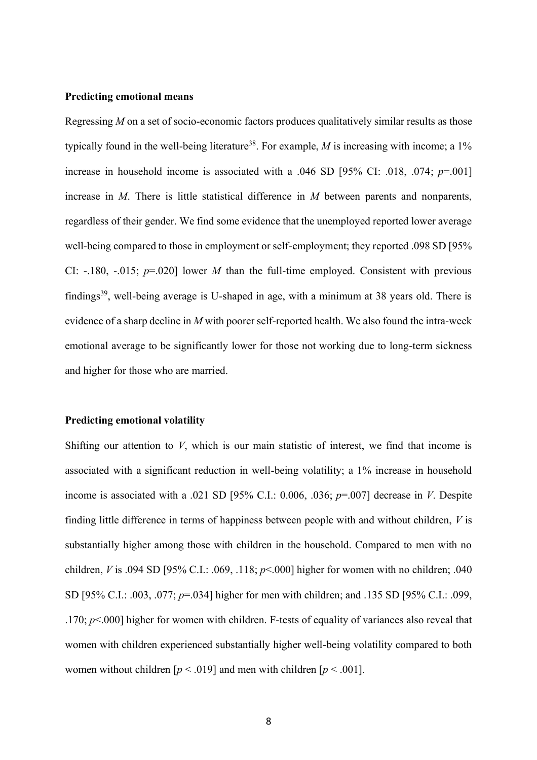**Predicting emotional means**

Regressing *M* on a set of socio-economic factors produces qualitatively similar results as those typically found in the well-being literature[38]. For example, *M* is increasing with income; a 1% increase in household income is associated with a .046 SD [95% CI: .018, .074; $p$=.001] increase in *M*. There is little statistical difference in *M* between parents and nonparents, regardless of their gender. We find some evidence that the unemployed reported lower average well-being compared to those in employment or self-employment; they reported .098 SD [95% CI: -.180, -.015; $p$=.020] lower *M* than the full-time employed. Consistent with previous findings[39], well-being average is U-shaped in age, with a minimum at 38 years old. There is evidence of a sharp decline in *M* with poorer self-reported health. We also found the intra-week emotional average to be significantly lower for those not working due to long-term sickness and higher for those who are married.

**Predicting emotional volatility**

Shifting our attention to *V*, which is our main statistic of interest, we find that income is associated with a significant reduction in well-being volatility; a 1% increase in household income is associated with a .021 SD [95% C.I.: 0.006, .036; $p$=.007] decrease in *V*. Despite finding little difference in terms of happiness between people with and without children, *V* is substantially higher among those with children in the household. Compared to men with no children, *V* is .094 SD [95% C.I.: .069, .118; $p$<.000] higher for women with no children; .040 SD [95% C.I.: .003, .077; $p$=.034] higher for men with children; and .135 SD [95% C.I.: .099, .170; $p$<.000] higher for women with children. F-tests of equality of variances also reveal that women with children experienced substantially higher well-being volatility compared to both women without children [$p$ < .019] and men with children [$p$ < .001].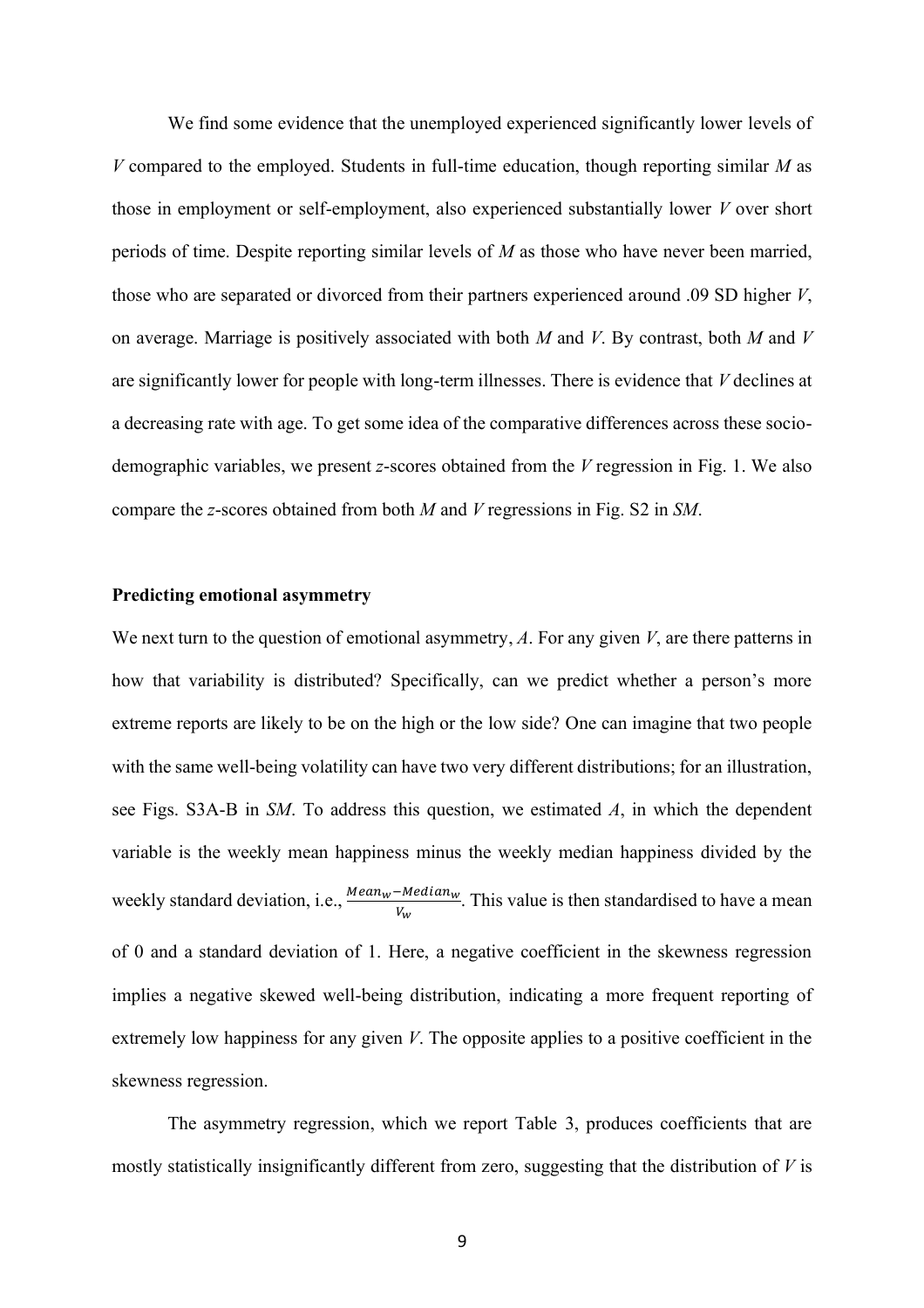We find some evidence that the unemployed experienced significantly lower levels of $V$ compared to the employed. Students in full-time education, though reporting similar $M$ as those in employment or self-employment, also experienced substantially lower $V$ over short periods of time. Despite reporting similar levels of $M$ as those who have never been married, those who are separated or divorced from their partners experienced around .09 SD higher $V$, on average. Marriage is positively associated with both $M$ and $V$. By contrast, both $M$ and $V$ are significantly lower for people with long-term illnesses. There is evidence that $V$ declines at a decreasing rate with age. To get some idea of the comparative differences across these socio-demographic variables, we present $z$-scores obtained from the $V$ regression in Fig. 1. We also compare the $z$-scores obtained from both $M$ and $V$ regressions in Fig. S2 in *SM*.

**Predicting emotional asymmetry**

We next turn to the question of emotional asymmetry, $A$. For any given $V$, are there patterns in how that variability is distributed? Specifically, can we predict whether a person's more extreme reports are likely to be on the high or the low side? One can imagine that two people with the same well-being volatility can have two very different distributions; for an illustration, see Figs. S3A-B in *SM*. To address this question, we estimated $A$, in which the dependent variable is the weekly mean happiness minus the weekly median happiness divided by the weekly standard deviation, i.e., $\frac{Mean_w - Median_w}{V_w}$. This value is then standardised to have a mean of 0 and a standard deviation of 1. Here, a negative coefficient in the skewness regression implies a negative skewed well-being distribution, indicating a more frequent reporting of extremely low happiness for any given $V$. The opposite applies to a positive coefficient in the skewness regression.

The asymmetry regression, which we report Table 3, produces coefficients that are mostly statistically insignificantly different from zero, suggesting that the distribution of $V$ is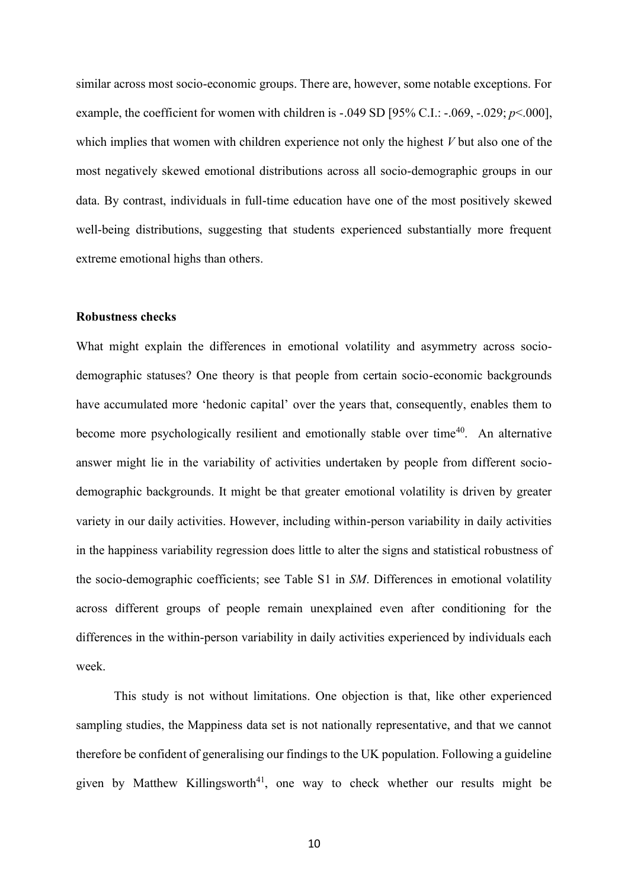similar across most socio-economic groups. There are, however, some notable exceptions. For example, the coefficient for women with children is -.049 SD [95% C.I.: -.069, -.029; $p$<.000], which implies that women with children experience not only the highest $V$ but also one of the most negatively skewed emotional distributions across all socio-demographic groups in our data. By contrast, individuals in full-time education have one of the most positively skewed well-being distributions, suggesting that students experienced substantially more frequent extreme emotional highs than others.

**Robustness checks**

What might explain the differences in emotional volatility and asymmetry across socio-demographic statuses? One theory is that people from certain socio-economic backgrounds have accumulated more 'hedonic capital' over the years that, consequently, enables them to become more psychologically resilient and emotionally stable over time[40]. An alternative answer might lie in the variability of activities undertaken by people from different socio-demographic backgrounds. It might be that greater emotional volatility is driven by greater variety in our daily activities. However, including within-person variability in daily activities in the happiness variability regression does little to alter the signs and statistical robustness of the socio-demographic coefficients; see Table S1 in *SM*. Differences in emotional volatility across different groups of people remain unexplained even after conditioning for the differences in the within-person variability in daily activities experienced by individuals each week.

This study is not without limitations. One objection is that, like other experienced sampling studies, the Mappiness data set is not nationally representative, and that we cannot therefore be confident of generalising our findings to the UK population. Following a guideline given by Matthew Killingsworth[41], one way to check whether our results might be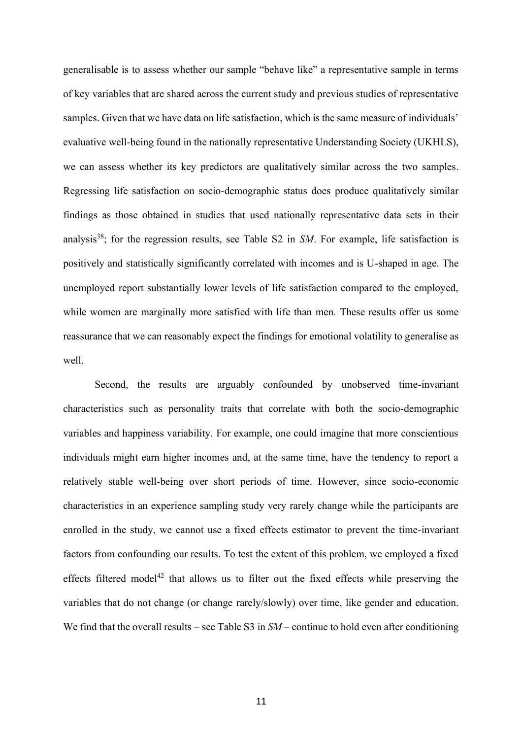generalisable is to assess whether our sample "behave like" a representative sample in terms of key variables that are shared across the current study and previous studies of representative samples. Given that we have data on life satisfaction, which is the same measure of individuals' evaluative well-being found in the nationally representative Understanding Society (UKHLS), we can assess whether its key predictors are qualitatively similar across the two samples. Regressing life satisfaction on socio-demographic status does produce qualitatively similar findings as those obtained in studies that used nationally representative data sets in their analysis[38]; for the regression results, see Table S2 in *SM*. For example, life satisfaction is positively and statistically significantly correlated with incomes and is U-shaped in age. The unemployed report substantially lower levels of life satisfaction compared to the employed, while women are marginally more satisfied with life than men. These results offer us some reassurance that we can reasonably expect the findings for emotional volatility to generalise as well.

Second, the results are arguably confounded by unobserved time-invariant characteristics such as personality traits that correlate with both the socio-demographic variables and happiness variability. For example, one could imagine that more conscientious individuals might earn higher incomes and, at the same time, have the tendency to report a relatively stable well-being over short periods of time. However, since socio-economic characteristics in an experience sampling study very rarely change while the participants are enrolled in the study, we cannot use a fixed effects estimator to prevent the time-invariant factors from confounding our results. To test the extent of this problem, we employed a fixed effects filtered model[42] that allows us to filter out the fixed effects while preserving the variables that do not change (or change rarely/slowly) over time, like gender and education. We find that the overall results – see Table S3 in *SM* – continue to hold even after conditioning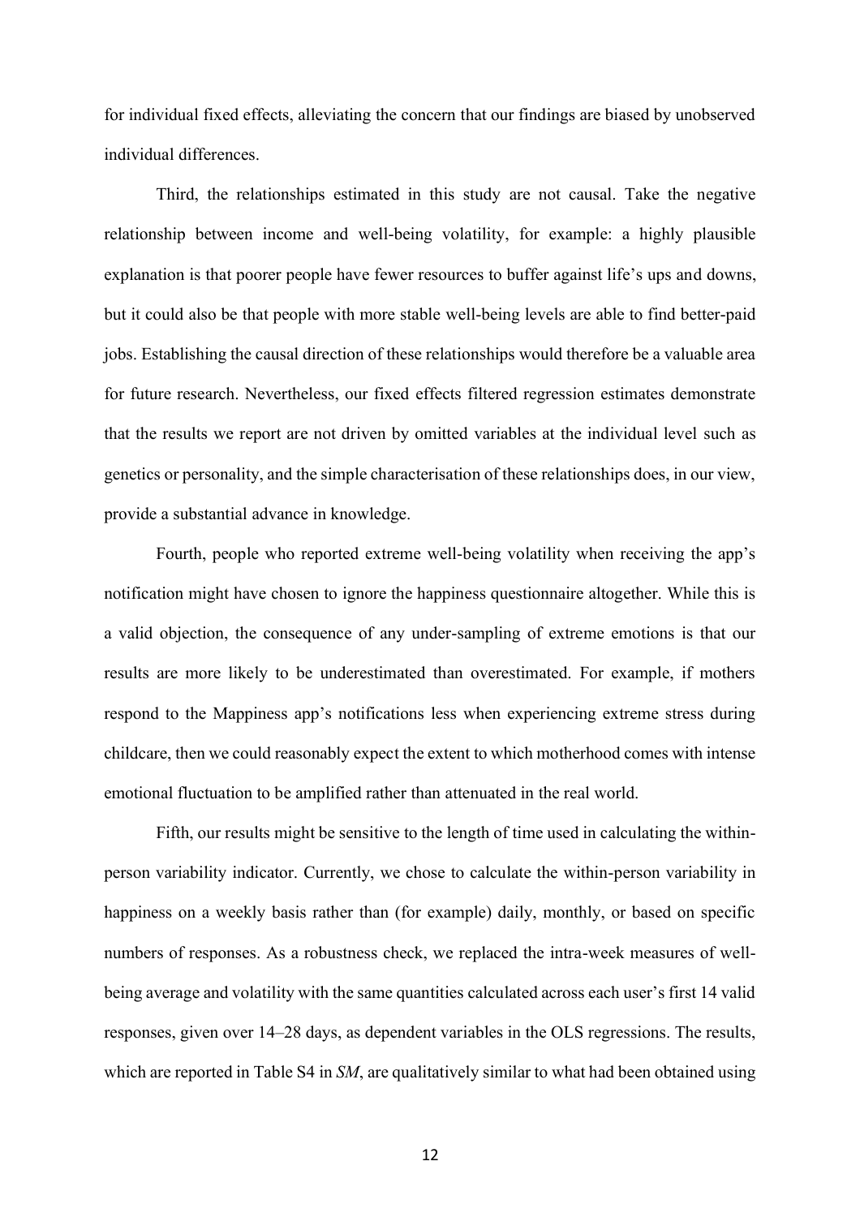for individual fixed effects, alleviating the concern that our findings are biased by unobserved individual differences.

Third, the relationships estimated in this study are not causal. Take the negative relationship between income and well-being volatility, for example: a highly plausible explanation is that poorer people have fewer resources to buffer against life's ups and downs, but it could also be that people with more stable well-being levels are able to find better-paid jobs. Establishing the causal direction of these relationships would therefore be a valuable area for future research. Nevertheless, our fixed effects filtered regression estimates demonstrate that the results we report are not driven by omitted variables at the individual level such as genetics or personality, and the simple characterisation of these relationships does, in our view, provide a substantial advance in knowledge.

Fourth, people who reported extreme well-being volatility when receiving the app's notification might have chosen to ignore the happiness questionnaire altogether. While this is a valid objection, the consequence of any under-sampling of extreme emotions is that our results are more likely to be underestimated than overestimated. For example, if mothers respond to the Mappiness app's notifications less when experiencing extreme stress during childcare, then we could reasonably expect the extent to which motherhood comes with intense emotional fluctuation to be amplified rather than attenuated in the real world.

Fifth, our results might be sensitive to the length of time used in calculating the within-person variability indicator. Currently, we chose to calculate the within-person variability in happiness on a weekly basis rather than (for example) daily, monthly, or based on specific numbers of responses. As a robustness check, we replaced the intra-week measures of well-being average and volatility with the same quantities calculated across each user's first 14 valid responses, given over 14–28 days, as dependent variables in the OLS regressions. The results, which are reported in Table S4 in *SM*, are qualitatively similar to what had been obtained using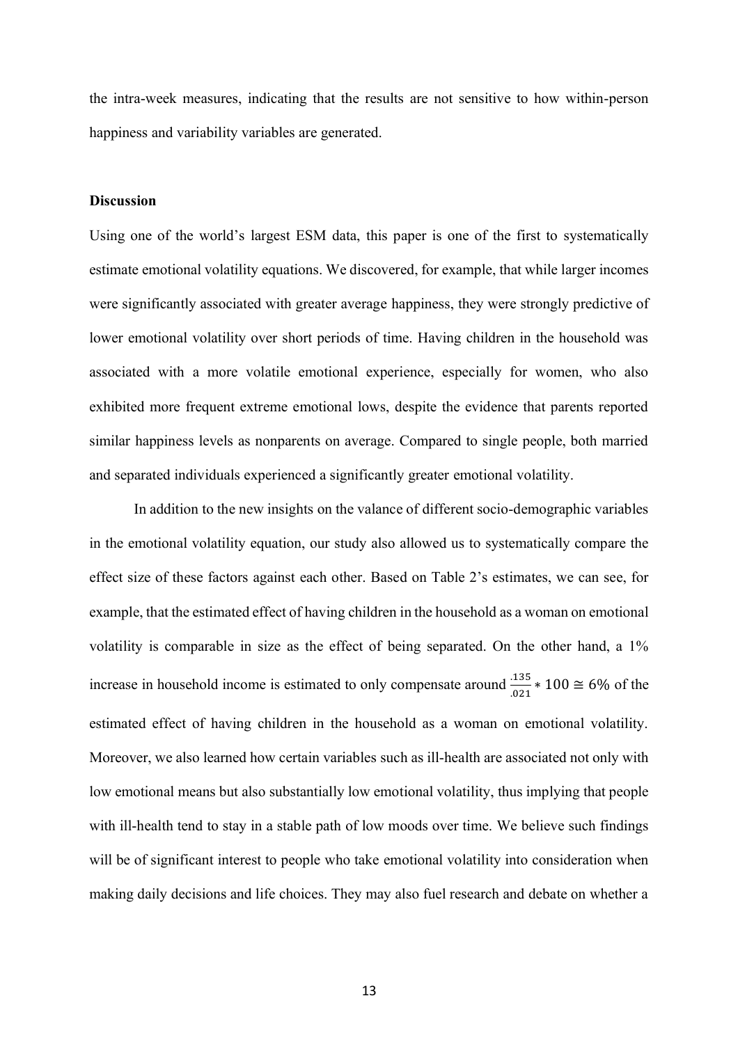the intra-week measures, indicating that the results are not sensitive to how within-person happiness and variability variables are generated.

**Discussion**

Using one of the world's largest ESM data, this paper is one of the first to systematically estimate emotional volatility equations. We discovered, for example, that while larger incomes were significantly associated with greater average happiness, they were strongly predictive of lower emotional volatility over short periods of time. Having children in the household was associated with a more volatile emotional experience, especially for women, who also exhibited more frequent extreme emotional lows, despite the evidence that parents reported similar happiness levels as nonparents on average. Compared to single people, both married and separated individuals experienced a significantly greater emotional volatility.

In addition to the new insights on the valance of different socio-demographic variables in the emotional volatility equation, our study also allowed us to systematically compare the effect size of these factors against each other. Based on Table 2's estimates, we can see, for example, that the estimated effect of having children in the household as a woman on emotional volatility is comparable in size as the effect of being separated. On the other hand, a 1% increase in household income is estimated to only compensate around $\frac{.135}{.021} * 100 \cong 6\%$ of the estimated effect of having children in the household as a woman on emotional volatility. Moreover, we also learned how certain variables such as ill-health are associated not only with low emotional means but also substantially low emotional volatility, thus implying that people with ill-health tend to stay in a stable path of low moods over time. We believe such findings will be of significant interest to people who take emotional volatility into consideration when making daily decisions and life choices. They may also fuel research and debate on whether a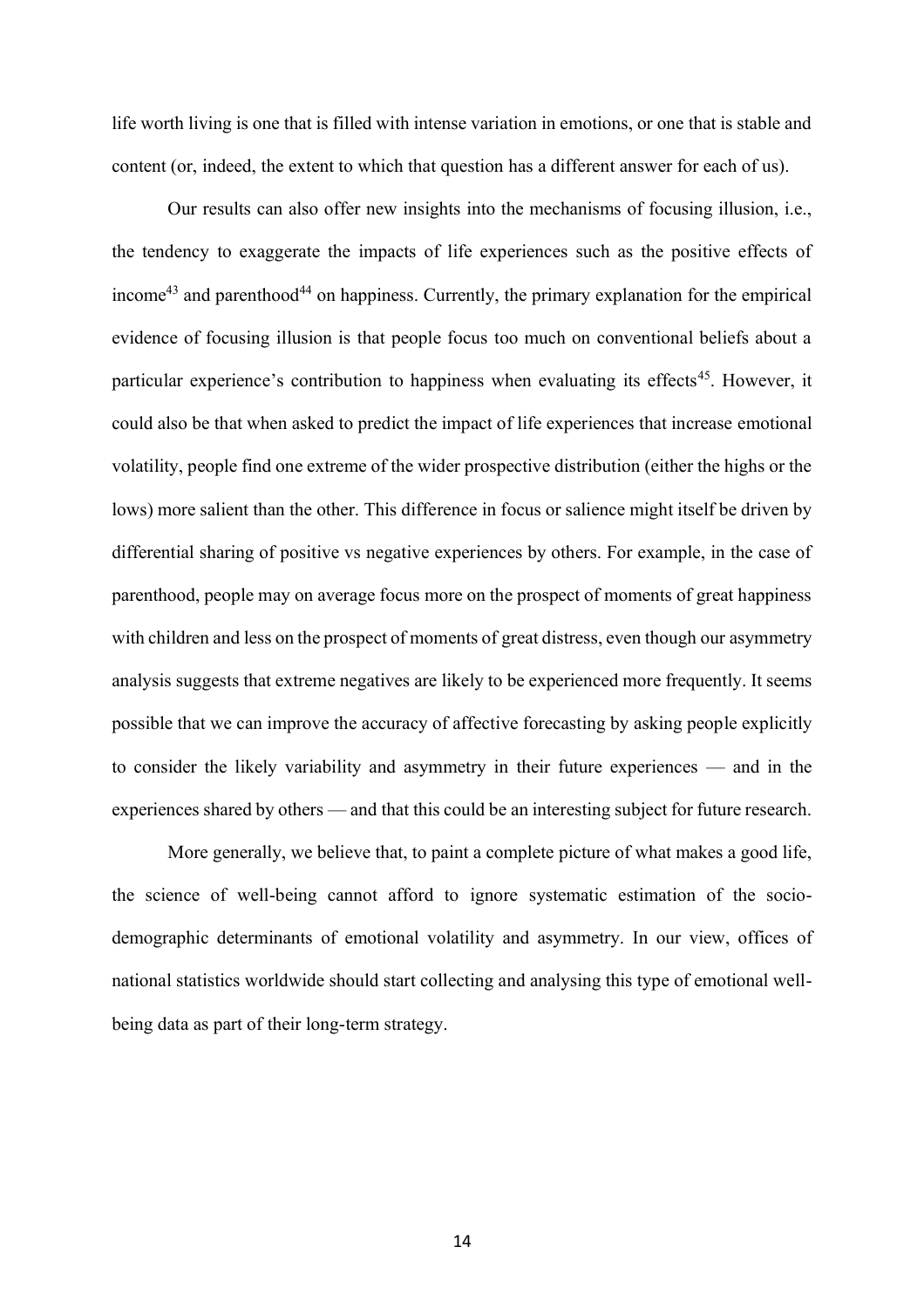life worth living is one that is filled with intense variation in emotions, or one that is stable and content (or, indeed, the extent to which that question has a different answer for each of us).

Our results can also offer new insights into the mechanisms of focusing illusion, i.e., the tendency to exaggerate the impacts of life experiences such as the positive effects of income[43] and parenthood[44] on happiness. Currently, the primary explanation for the empirical evidence of focusing illusion is that people focus too much on conventional beliefs about a particular experience's contribution to happiness when evaluating its effects[45]. However, it could also be that when asked to predict the impact of life experiences that increase emotional volatility, people find one extreme of the wider prospective distribution (either the highs or the lows) more salient than the other. This difference in focus or salience might itself be driven by differential sharing of positive vs negative experiences by others. For example, in the case of parenthood, people may on average focus more on the prospect of moments of great happiness with children and less on the prospect of moments of great distress, even though our asymmetry analysis suggests that extreme negatives are likely to be experienced more frequently. It seems possible that we can improve the accuracy of affective forecasting by asking people explicitly to consider the likely variability and asymmetry in their future experiences — and in the experiences shared by others — and that this could be an interesting subject for future research.

More generally, we believe that, to paint a complete picture of what makes a good life, the science of well-being cannot afford to ignore systematic estimation of the socio-demographic determinants of emotional volatility and asymmetry. In our view, offices of national statistics worldwide should start collecting and analysing this type of emotional well-being data as part of their long-term strategy.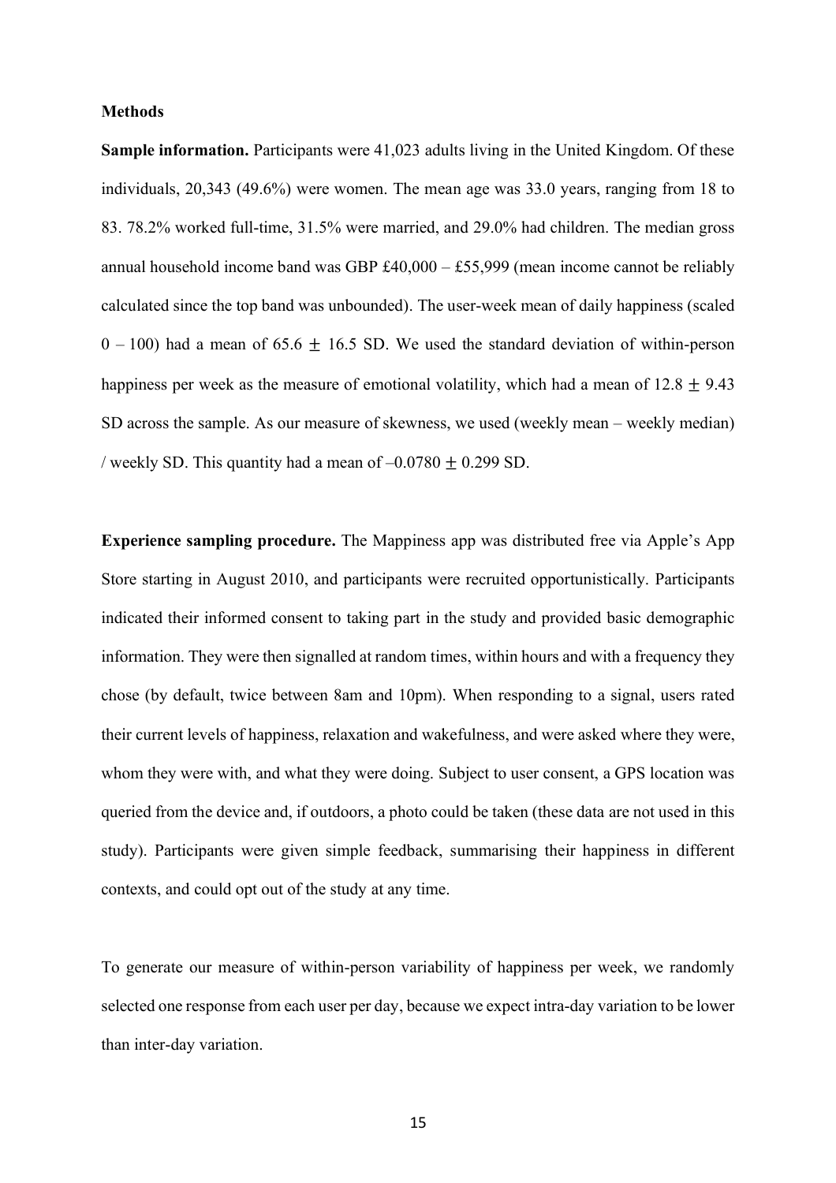**Methods**

**Sample information.** Participants were 41,023 adults living in the United Kingdom. Of these individuals, 20,343 (49.6%) were women. The mean age was 33.0 years, ranging from 18 to 83. 78.2% worked full-time, 31.5% were married, and 29.0% had children. The median gross annual household income band was GBP £40,000 – £55,999 (mean income cannot be reliably calculated since the top band was unbounded). The user-week mean of daily happiness (scaled 0 – 100) had a mean of $65.6 \pm 16.5$ SD. We used the standard deviation of within-person happiness per week as the measure of emotional volatility, which had a mean of $12.8 \pm 9.43$ SD across the sample. As our measure of skewness, we used (weekly mean – weekly median) / weekly SD. This quantity had a mean of $-0.0780 \pm 0.299$ SD.

**Experience sampling procedure.** The Mappiness app was distributed free via Apple's App Store starting in August 2010, and participants were recruited opportunistically. Participants indicated their informed consent to taking part in the study and provided basic demographic information. They were then signalled at random times, within hours and with a frequency they chose (by default, twice between 8am and 10pm). When responding to a signal, users rated their current levels of happiness, relaxation and wakefulness, and were asked where they were, whom they were with, and what they were doing. Subject to user consent, a GPS location was queried from the device and, if outdoors, a photo could be taken (these data are not used in this study). Participants were given simple feedback, summarising their happiness in different contexts, and could opt out of the study at any time.

To generate our measure of within-person variability of happiness per week, we randomly selected one response from each user per day, because we expect intra-day variation to be lower than inter-day variation.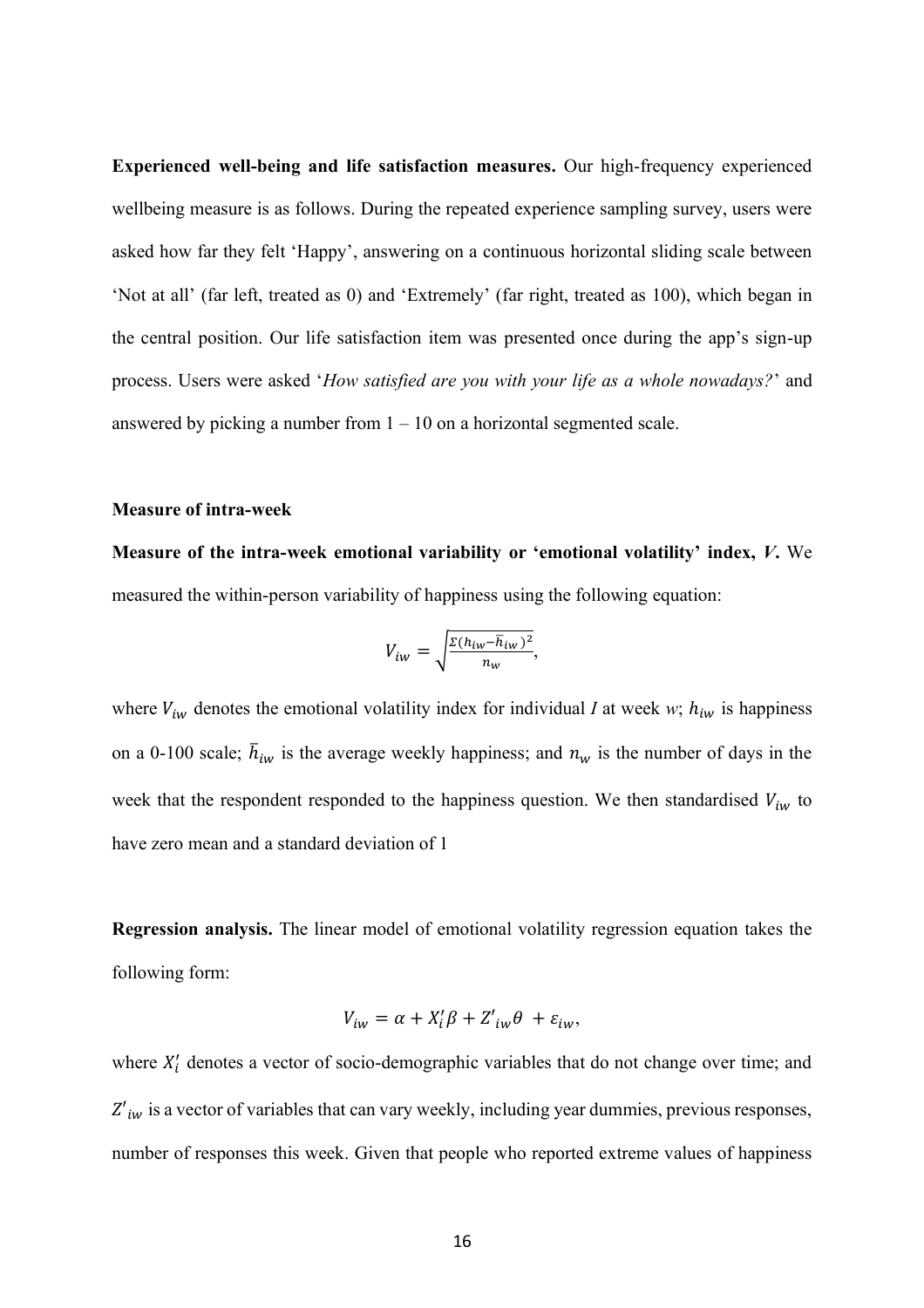**Experienced well-being and life satisfaction measures.** Our high-frequency experienced wellbeing measure is as follows. During the repeated experience sampling survey, users were asked how far they felt 'Happy', answering on a continuous horizontal sliding scale between 'Not at all' (far left, treated as 0) and 'Extremely' (far right, treated as 100), which began in the central position. Our life satisfaction item was presented once during the app's sign-up process. Users were asked '*How satisfied are you with your life as a whole nowadays?*' and answered by picking a number from 1 – 10 on a horizontal segmented scale.

**Measure of intra-week**

**Measure of the intra-week emotional variability or 'emotional volatility' index, *V*.** We measured the within-person variability of happiness using the following equation:

$$V_{iw} = \sqrt{\frac{\Sigma(h_{iw} - \bar{h}_{iw})^2}{n_w}},$$

where $V_{iw}$ denotes the emotional volatility index for individual *I* at week *w*; $h_{iw}$ is happiness on a 0-100 scale; $\bar{h}_{iw}$ is the average weekly happiness; and $n_w$ is the number of days in the week that the respondent responded to the happiness question. We then standardised $V_{iw}$ to have zero mean and a standard deviation of 1

**Regression analysis.** The linear model of emotional volatility regression equation takes the following form:

$$V_{iw} = \alpha + X_i'\beta + Z'_{iw}\theta + \varepsilon_{iw},$$

where $X_i'$ denotes a vector of socio-demographic variables that do not change over time; and $Z'_{iw}$ is a vector of variables that can vary weekly, including year dummies, previous responses, number of responses this week. Given that people who reported extreme values of happiness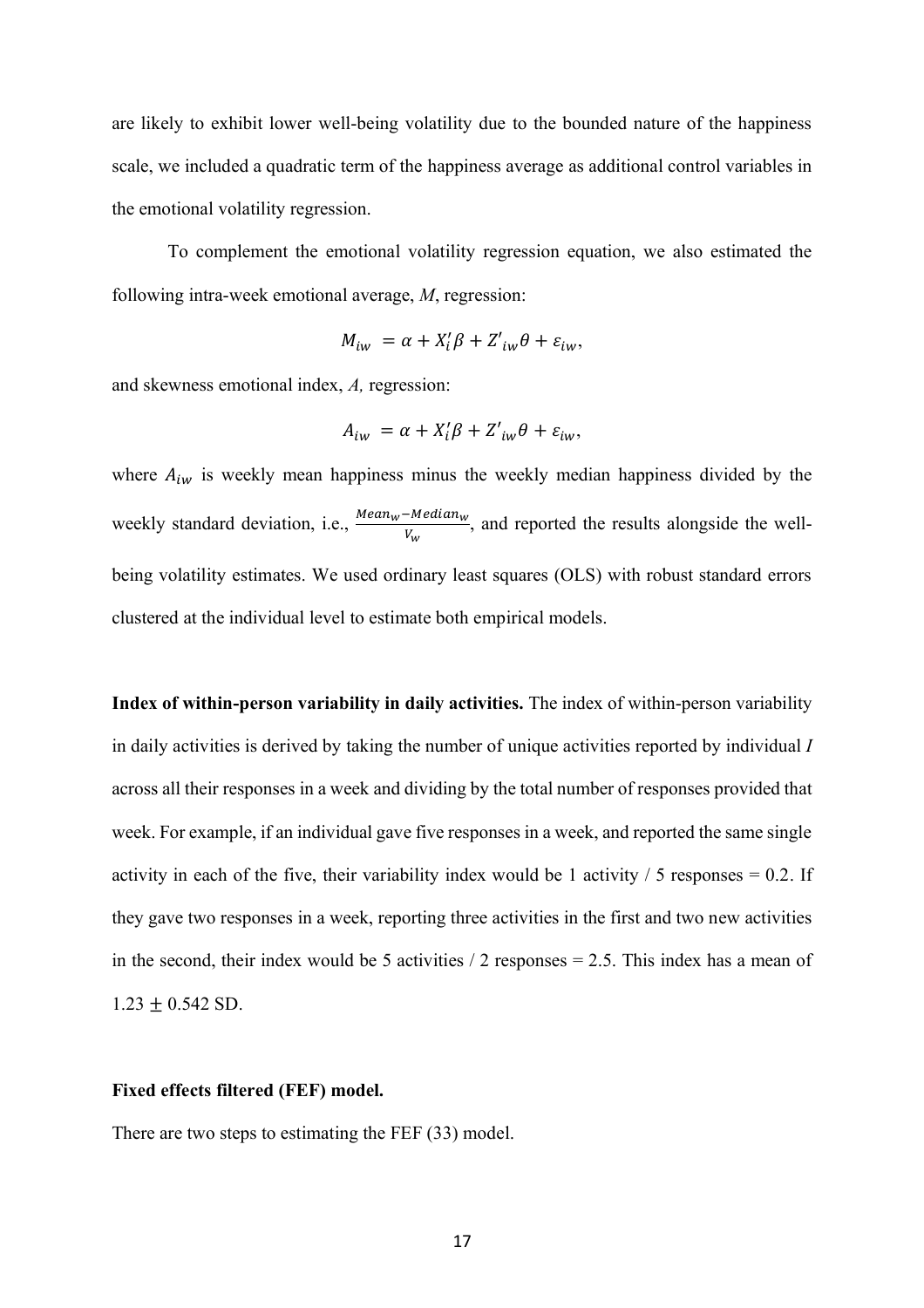are likely to exhibit lower well-being volatility due to the bounded nature of the happiness scale, we included a quadratic term of the happiness average as additional control variables in the emotional volatility regression.

To complement the emotional volatility regression equation, we also estimated the following intra-week emotional average, *M*, regression:

$$M_{iw} = \alpha + X_i'\beta + Z'_{iw}\theta + \varepsilon_{iw},$$

and skewness emotional index, *A,* regression:

$$A_{iw} = \alpha + X_i'\beta + Z'_{iw}\theta + \varepsilon_{iw},$$

where $A_{iw}$ is weekly mean happiness minus the weekly median happiness divided by the weekly standard deviation, i.e., $\frac{Mean_w - Median_w}{V_w}$, and reported the results alongside the well-being volatility estimates. We used ordinary least squares (OLS) with robust standard errors clustered at the individual level to estimate both empirical models.

**Index of within-person variability in daily activities.** The index of within-person variability in daily activities is derived by taking the number of unique activities reported by individual *I* across all their responses in a week and dividing by the total number of responses provided that week. For example, if an individual gave five responses in a week, and reported the same single activity in each of the five, their variability index would be 1 activity / 5 responses = 0.2. If they gave two responses in a week, reporting three activities in the first and two new activities in the second, their index would be 5 activities / 2 responses = 2.5. This index has a mean of $1.23 \pm 0.542$ SD.

**Fixed effects filtered (FEF) model.**

There are two steps to estimating the FEF (33) model.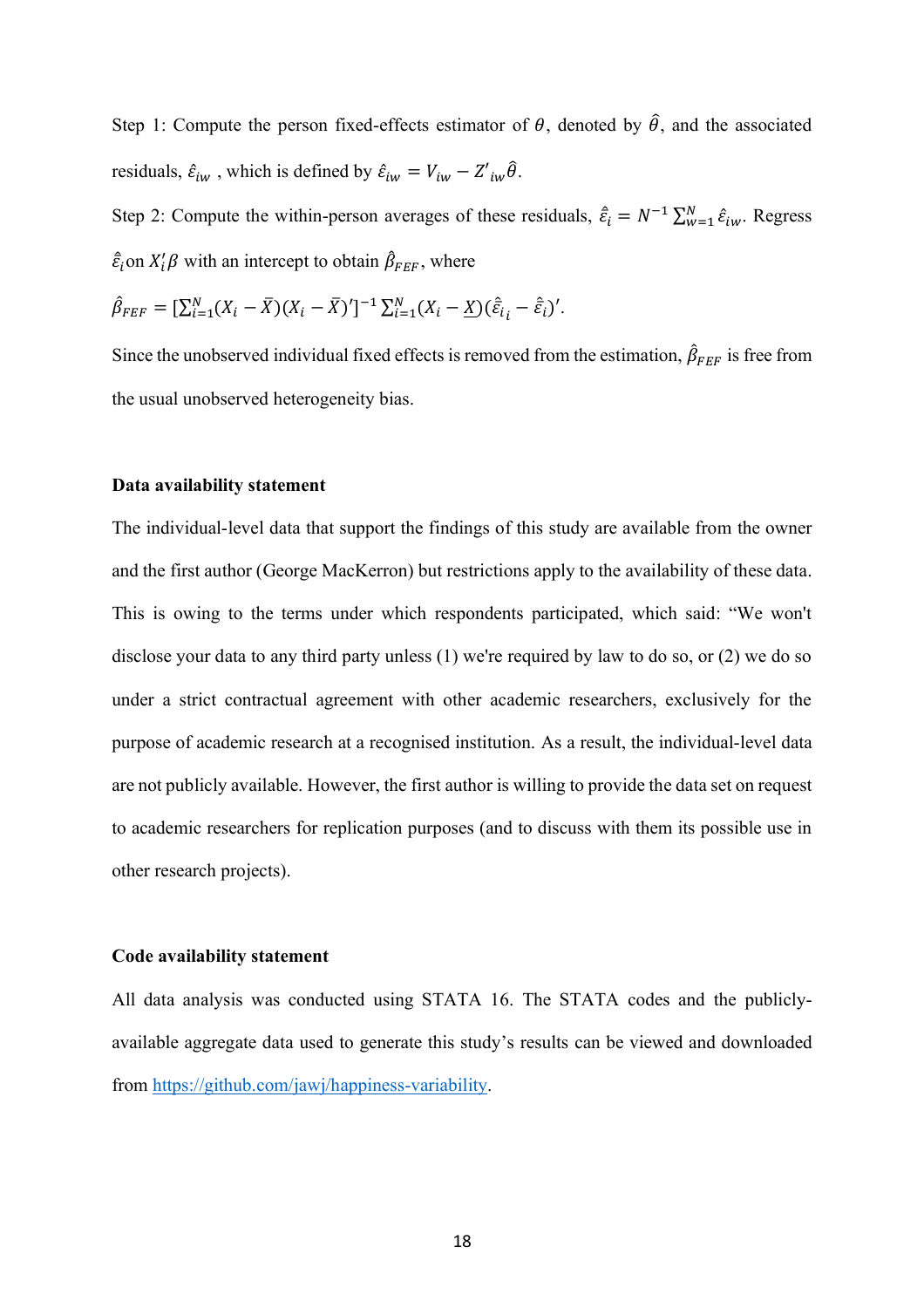Step 1: Compute the person fixed-effects estimator of $\theta$, denoted by $\hat{\theta}$, and the associated residuals, $\hat{\varepsilon}_{iw}$ , which is defined by $\hat{\varepsilon}_{iw} = V_{iw} - Z'_{iw}\hat{\theta}$.

Step 2: Compute the within-person averages of these residuals, $\hat{\bar{\varepsilon}}_i = N^{-1}\sum_{w=1}^{N}\hat{\varepsilon}_{iw}$. Regress $\hat{\bar{\varepsilon}}_i$on $X_i'\beta$ with an intercept to obtain $\hat{\beta}_{FEF}$, where

$\hat{\beta}_{FEF} = [\sum_{i=1}^{N}(X_i - \bar{X})(X_i - \bar{X})']^{-1}\sum_{i=1}^{N}(X_i - \underline{X})(\hat{\bar{\varepsilon}}_{i_i} - \hat{\bar{\varepsilon}}_i)'$.

Since the unobserved individual fixed effects is removed from the estimation, $\hat{\beta}_{FEF}$ is free from the usual unobserved heterogeneity bias.

**Data availability statement**

The individual-level data that support the findings of this study are available from the owner and the first author (George MacKerron) but restrictions apply to the availability of these data. This is owing to the terms under which respondents participated, which said: "We won't disclose your data to any third party unless (1) we're required by law to do so, or (2) we do so under a strict contractual agreement with other academic researchers, exclusively for the purpose of academic research at a recognised institution. As a result, the individual-level data are not publicly available. However, the first author is willing to provide the data set on request to academic researchers for replication purposes (and to discuss with them its possible use in other research projects).

**Code availability statement**

All data analysis was conducted using STATA 16. The STATA codes and the publicly-available aggregate data used to generate this study's results can be viewed and downloaded from https://github.com/jawj/happiness-variability.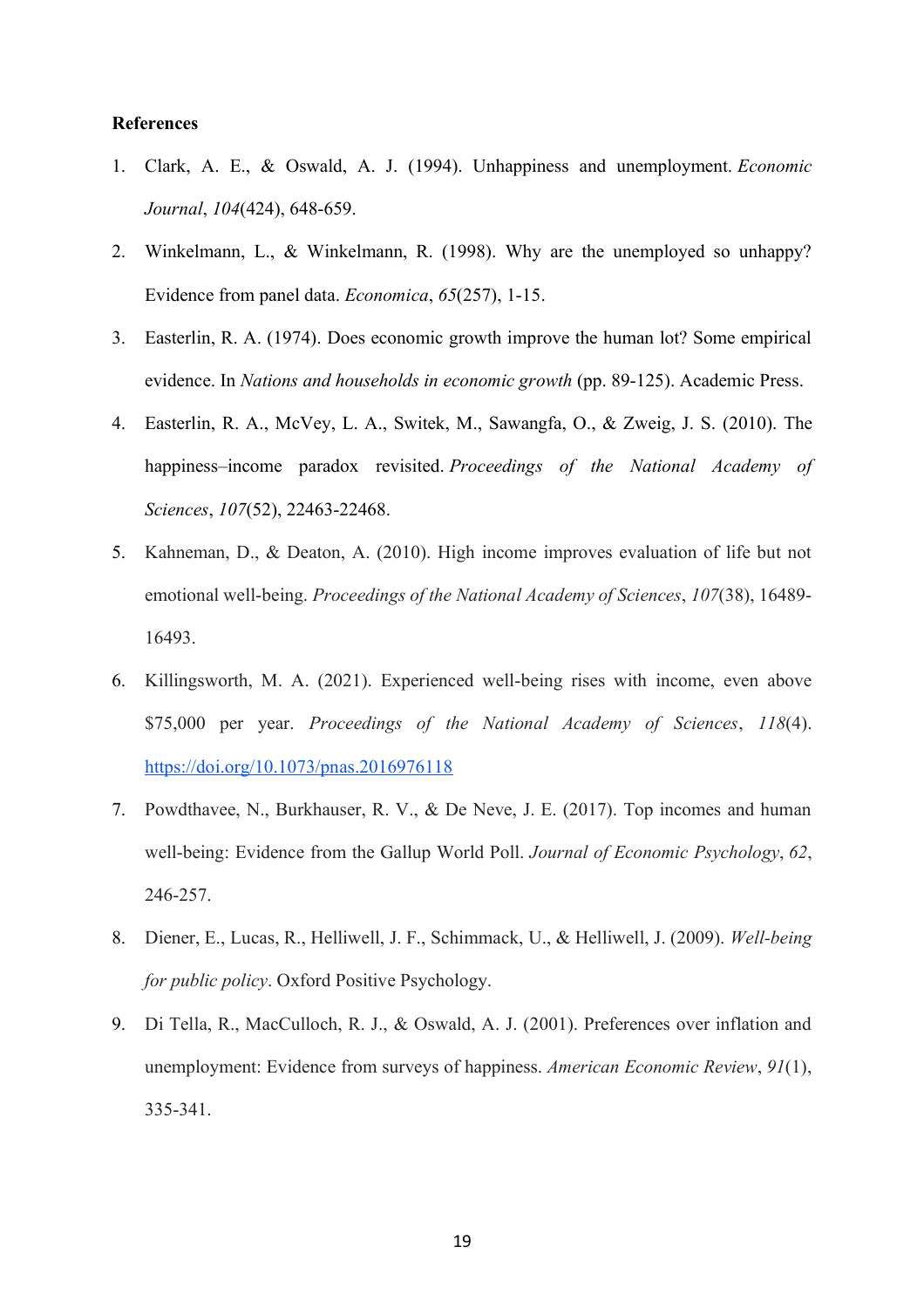**References**

1. Clark, A. E., & Oswald, A. J. (1994). Unhappiness and unemployment. *Economic Journal*, *104*(424), 648-659.
2. Winkelmann, L., & Winkelmann, R. (1998). Why are the unemployed so unhappy? Evidence from panel data. *Economica*, *65*(257), 1-15.
3. Easterlin, R. A. (1974). Does economic growth improve the human lot? Some empirical evidence. In *Nations and households in economic growth* (pp. 89-125). Academic Press.
4. Easterlin, R. A., McVey, L. A., Switek, M., Sawangfa, O., & Zweig, J. S. (2010). The happiness–income paradox revisited. *Proceedings of the National Academy of Sciences*, *107*(52), 22463-22468.
5. Kahneman, D., & Deaton, A. (2010). High income improves evaluation of life but not emotional well-being. *Proceedings of the National Academy of Sciences*, *107*(38), 16489-16493.
6. Killingsworth, M. A. (2021). Experienced well-being rises with income, even above $75,000 per year. *Proceedings of the National Academy of Sciences*, *118*(4). https://doi.org/10.1073/pnas.2016976118
7. Powdthavee, N., Burkhauser, R. V., & De Neve, J. E. (2017). Top incomes and human well-being: Evidence from the Gallup World Poll. *Journal of Economic Psychology*, *62*, 246-257.
8. Diener, E., Lucas, R., Helliwell, J. F., Schimmack, U., & Helliwell, J. (2009). *Well-being for public policy*. Oxford Positive Psychology.
9. Di Tella, R., MacCulloch, R. J., & Oswald, A. J. (2001). Preferences over inflation and unemployment: Evidence from surveys of happiness. *American Economic Review*, *91*(1), 335-341.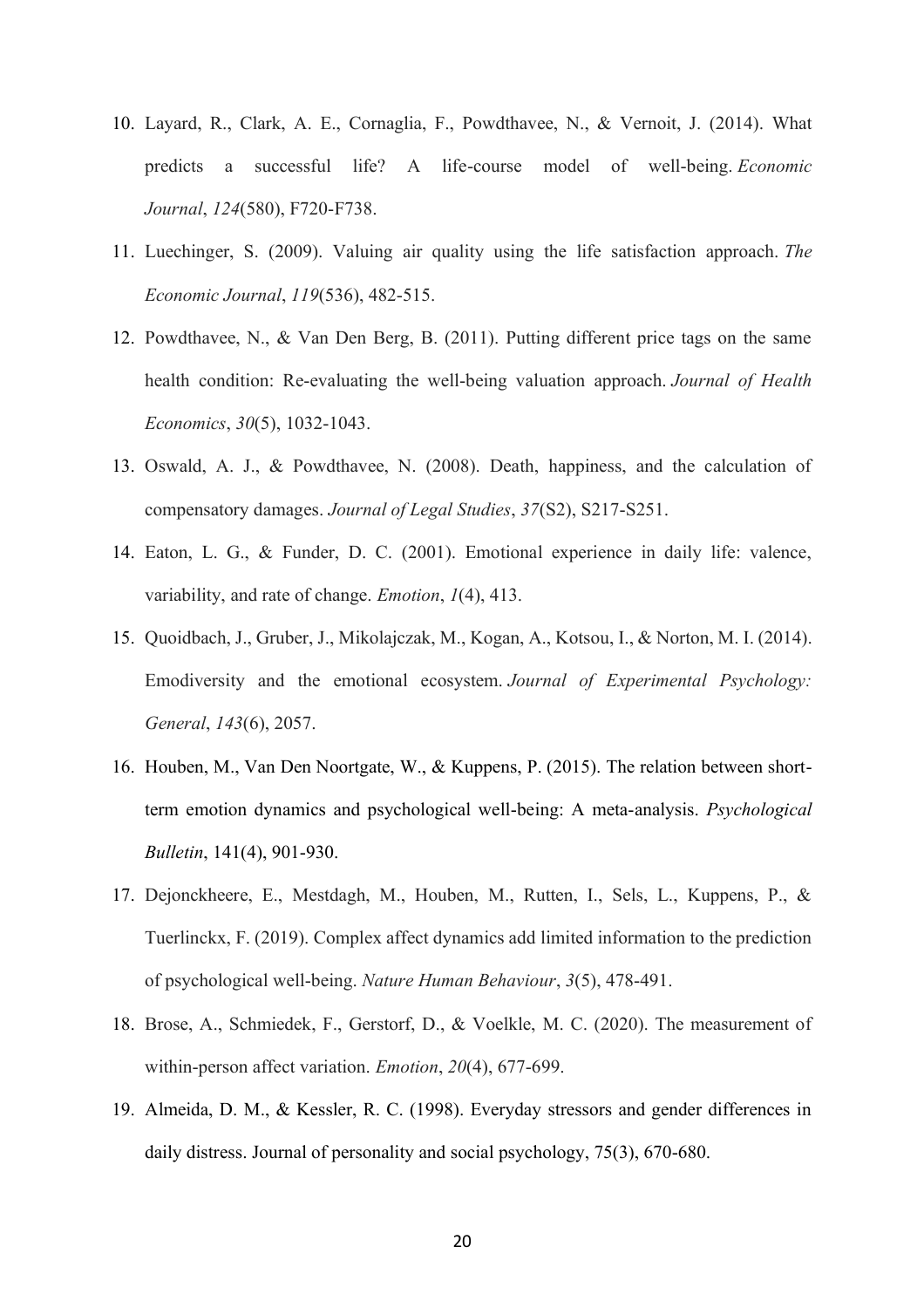10. Layard, R., Clark, A. E., Cornaglia, F., Powdthavee, N., & Vernoit, J. (2014). What predicts a successful life? A life-course model of well-being. *Economic Journal*, *124*(580), F720-F738.
11. Luechinger, S. (2009). Valuing air quality using the life satisfaction approach. *The Economic Journal*, *119*(536), 482-515.
12. Powdthavee, N., & Van Den Berg, B. (2011). Putting different price tags on the same health condition: Re-evaluating the well-being valuation approach. *Journal of Health Economics*, *30*(5), 1032-1043.
13. Oswald, A. J., & Powdthavee, N. (2008). Death, happiness, and the calculation of compensatory damages. *Journal of Legal Studies*, *37*(S2), S217-S251.
14. Eaton, L. G., & Funder, D. C. (2001). Emotional experience in daily life: valence, variability, and rate of change. *Emotion*, *1*(4), 413.
15. Quoidbach, J., Gruber, J., Mikolajczak, M., Kogan, A., Kotsou, I., & Norton, M. I. (2014). Emodiversity and the emotional ecosystem. *Journal of Experimental Psychology: General*, *143*(6), 2057.
16. Houben, M., Van Den Noortgate, W., & Kuppens, P. (2015). The relation between short-term emotion dynamics and psychological well-being: A meta-analysis. *Psychological Bulletin*, 141(4), 901-930.
17. Dejonckheere, E., Mestdagh, M., Houben, M., Rutten, I., Sels, L., Kuppens, P., & Tuerlinckx, F. (2019). Complex affect dynamics add limited information to the prediction of psychological well-being. *Nature Human Behaviour*, *3*(5), 478-491.
18. Brose, A., Schmiedek, F., Gerstorf, D., & Voelkle, M. C. (2020). The measurement of within-person affect variation. *Emotion*, *20*(4), 677-699.
19. Almeida, D. M., & Kessler, R. C. (1998). Everyday stressors and gender differences in daily distress. Journal of personality and social psychology, 75(3), 670-680.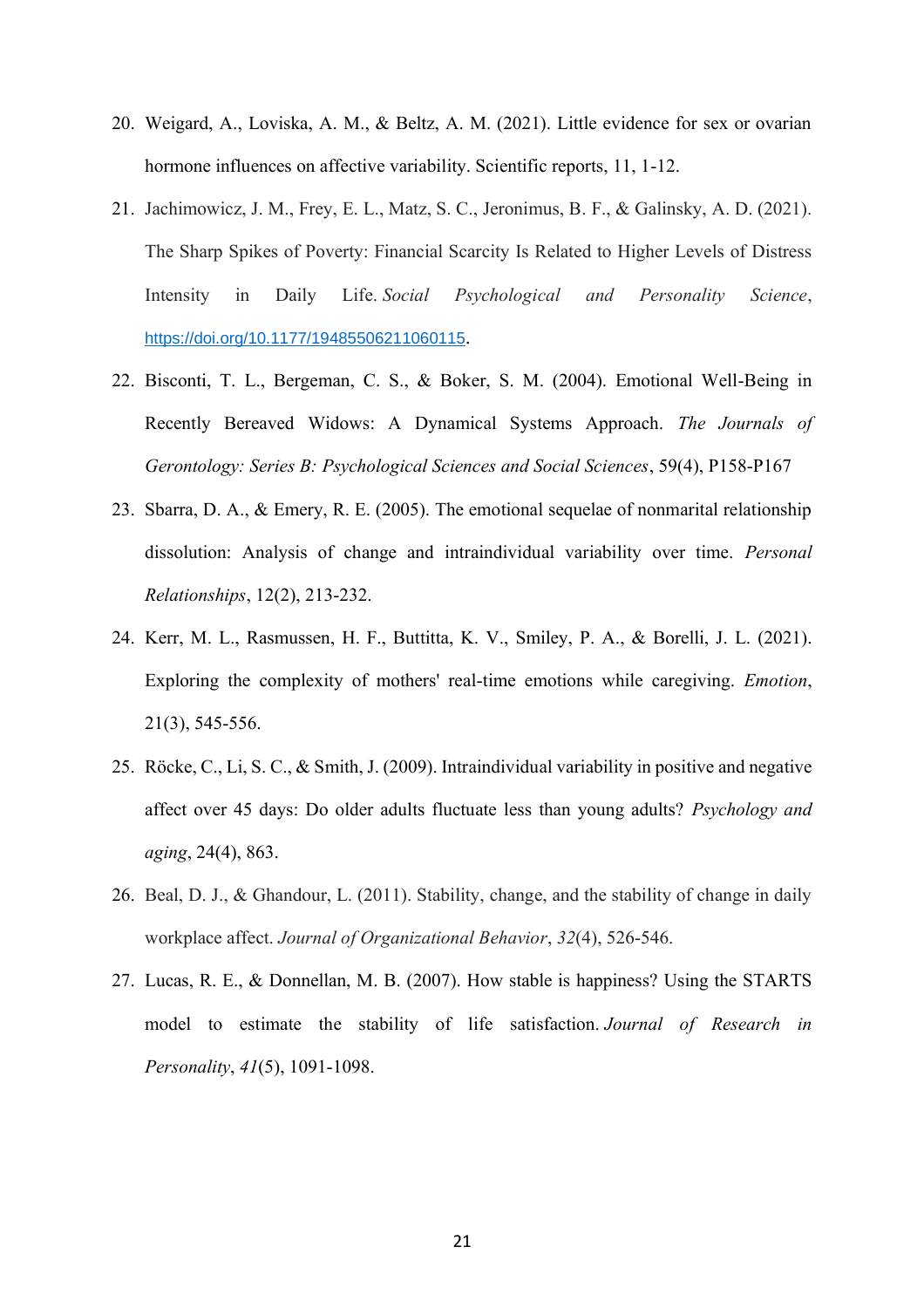20. Weigard, A., Loviska, A. M., & Beltz, A. M. (2021). Little evidence for sex or ovarian hormone influences on affective variability. Scientific reports, 11, 1-12.
21. Jachimowicz, J. M., Frey, E. L., Matz, S. C., Jeronimus, B. F., & Galinsky, A. D. (2021). The Sharp Spikes of Poverty: Financial Scarcity Is Related to Higher Levels of Distress Intensity in Daily Life. *Social Psychological and Personality Science*, https://doi.org/10.1177/19485506211060115.
22. Bisconti, T. L., Bergeman, C. S., & Boker, S. M. (2004). Emotional Well-Being in Recently Bereaved Widows: A Dynamical Systems Approach. *The Journals of Gerontology: Series B: Psychological Sciences and Social Sciences*, 59(4), P158-P167
23. Sbarra, D. A., & Emery, R. E. (2005). The emotional sequelae of nonmarital relationship dissolution: Analysis of change and intraindividual variability over time. *Personal Relationships*, 12(2), 213-232.
24. Kerr, M. L., Rasmussen, H. F., Buttitta, K. V., Smiley, P. A., & Borelli, J. L. (2021). Exploring the complexity of mothers' real-time emotions while caregiving. *Emotion*, 21(3), 545-556.
25. Röcke, C., Li, S. C., & Smith, J. (2009). Intraindividual variability in positive and negative affect over 45 days: Do older adults fluctuate less than young adults? *Psychology and aging*, 24(4), 863.
26. Beal, D. J., & Ghandour, L. (2011). Stability, change, and the stability of change in daily workplace affect. *Journal of Organizational Behavior*, *32*(4), 526-546.
27. Lucas, R. E., & Donnellan, M. B. (2007). How stable is happiness? Using the STARTS model to estimate the stability of life satisfaction. *Journal of Research in Personality*, *41*(5), 1091-1098.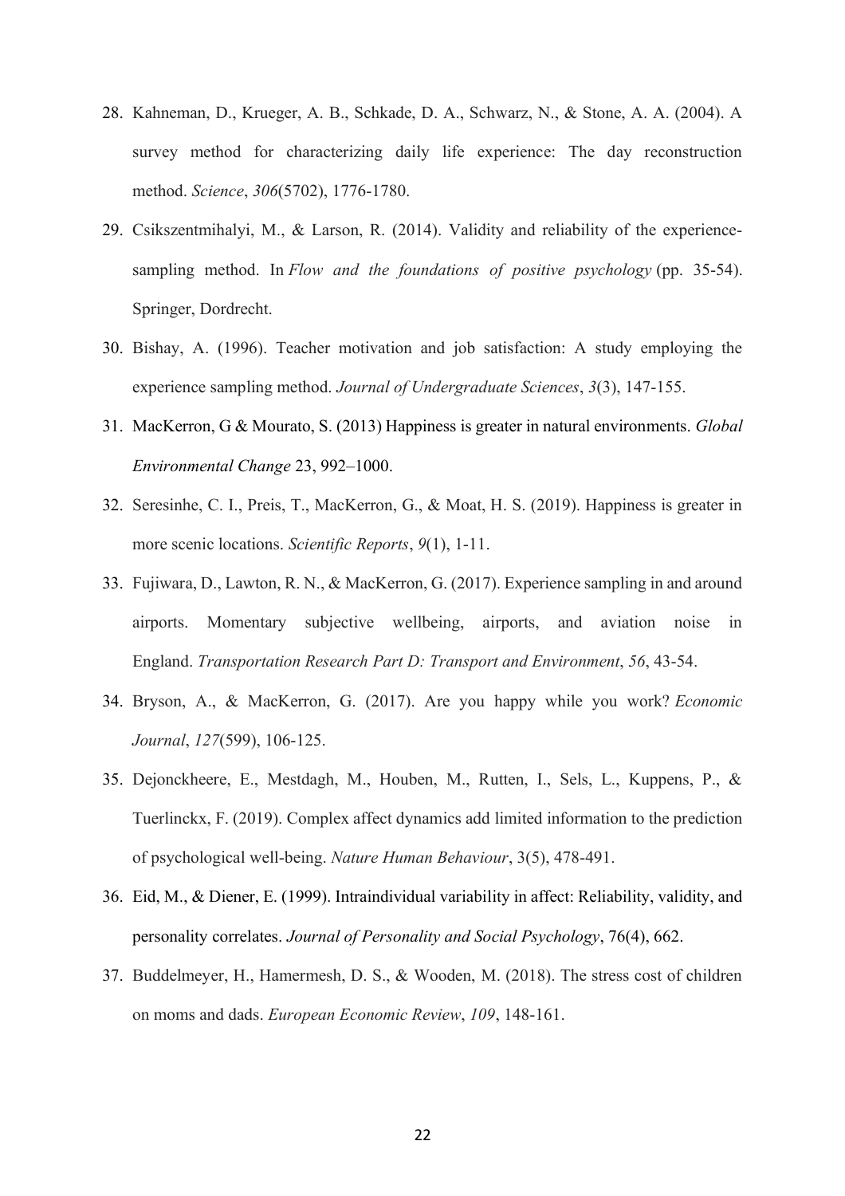28. Kahneman, D., Krueger, A. B., Schkade, D. A., Schwarz, N., & Stone, A. A. (2004). A survey method for characterizing daily life experience: The day reconstruction method. *Science*, *306*(5702), 1776-1780.
29. Csikszentmihalyi, M., & Larson, R. (2014). Validity and reliability of the experience-sampling method. In *Flow and the foundations of positive psychology* (pp. 35-54). Springer, Dordrecht.
30. Bishay, A. (1996). Teacher motivation and job satisfaction: A study employing the experience sampling method. *Journal of Undergraduate Sciences*, *3*(3), 147-155.
31. MacKerron, G & Mourato, S. (2013) Happiness is greater in natural environments. *Global Environmental Change* 23, 992–1000.
32. Seresinhe, C. I., Preis, T., MacKerron, G., & Moat, H. S. (2019). Happiness is greater in more scenic locations. *Scientific Reports*, *9*(1), 1-11.
33. Fujiwara, D., Lawton, R. N., & MacKerron, G. (2017). Experience sampling in and around airports. Momentary subjective wellbeing, airports, and aviation noise in England. *Transportation Research Part D: Transport and Environment*, *56*, 43-54.
34. Bryson, A., & MacKerron, G. (2017). Are you happy while you work? *Economic Journal*, *127*(599), 106-125.
35. Dejonckheere, E., Mestdagh, M., Houben, M., Rutten, I., Sels, L., Kuppens, P., & Tuerlinckx, F. (2019). Complex affect dynamics add limited information to the prediction of psychological well-being. *Nature Human Behaviour*, 3(5), 478-491.
36. Eid, M., & Diener, E. (1999). Intraindividual variability in affect: Reliability, validity, and personality correlates. *Journal of Personality and Social Psychology*, 76(4), 662.
37. Buddelmeyer, H., Hamermesh, D. S., & Wooden, M. (2018). The stress cost of children on moms and dads. *European Economic Review*, *109*, 148-161.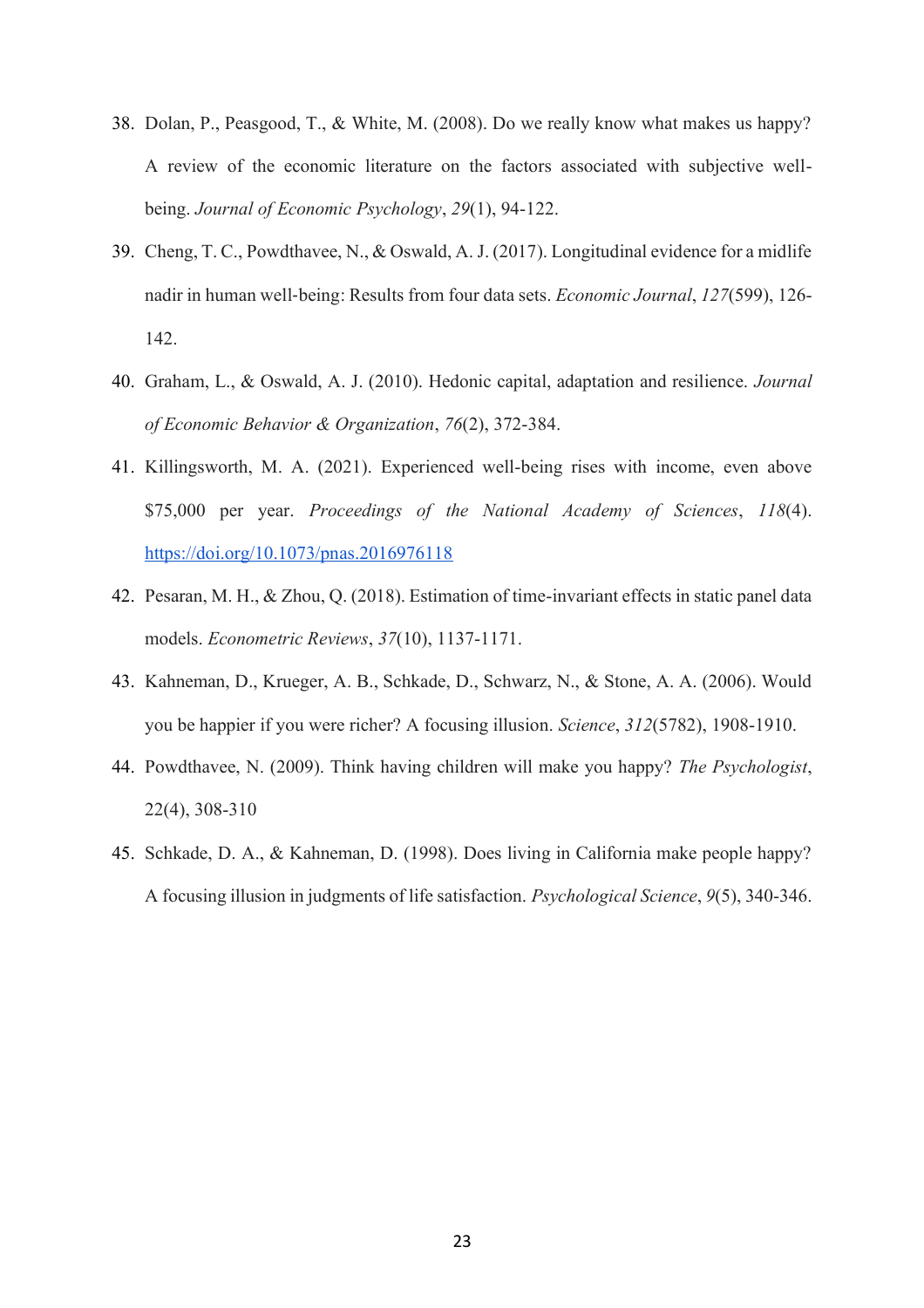38. Dolan, P., Peasgood, T., & White, M. (2008). Do we really know what makes us happy? A review of the economic literature on the factors associated with subjective well-being. *Journal of Economic Psychology*, *29*(1), 94-122.
39. Cheng, T. C., Powdthavee, N., & Oswald, A. J. (2017). Longitudinal evidence for a midlife nadir in human well-being: Results from four data sets. *Economic Journal*, *127*(599), 126-142.
40. Graham, L., & Oswald, A. J. (2010). Hedonic capital, adaptation and resilience. *Journal of Economic Behavior & Organization*, *76*(2), 372-384.
41. Killingsworth, M. A. (2021). Experienced well-being rises with income, even above $75,000 per year. *Proceedings of the National Academy of Sciences*, *118*(4). https://doi.org/10.1073/pnas.2016976118
42. Pesaran, M. H., & Zhou, Q. (2018). Estimation of time-invariant effects in static panel data models. *Econometric Reviews*, *37*(10), 1137-1171.
43. Kahneman, D., Krueger, A. B., Schkade, D., Schwarz, N., & Stone, A. A. (2006). Would you be happier if you were richer? A focusing illusion. *Science*, *312*(5782), 1908-1910.
44. Powdthavee, N. (2009). Think having children will make you happy? *The Psychologist*, 22(4), 308-310
45. Schkade, D. A., & Kahneman, D. (1998). Does living in California make people happy? A focusing illusion in judgments of life satisfaction. *Psychological Science*, *9*(5), 340-346.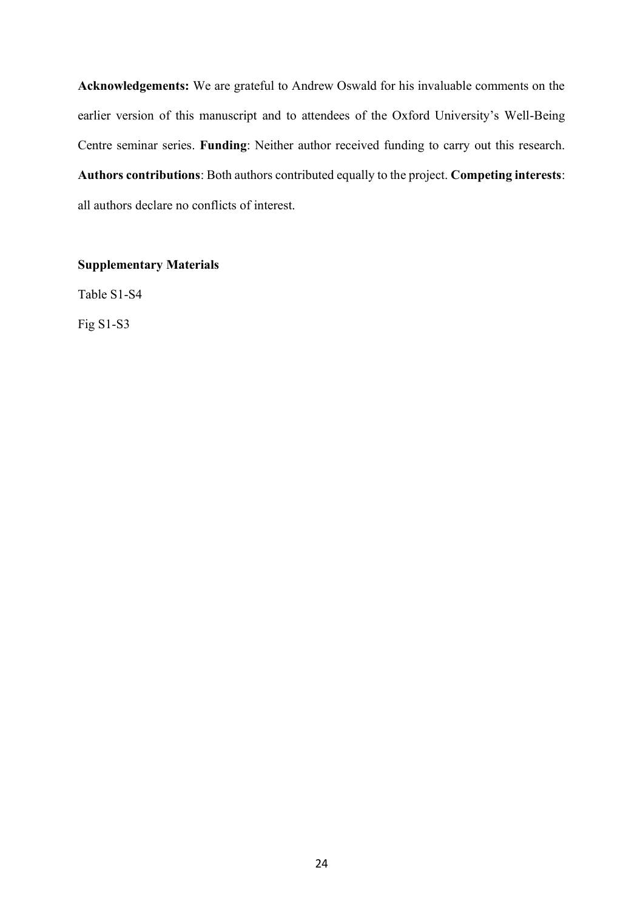**Acknowledgements:** We are grateful to Andrew Oswald for his invaluable comments on the earlier version of this manuscript and to attendees of the Oxford University's Well-Being Centre seminar series. **Funding**: Neither author received funding to carry out this research. **Authors contributions**: Both authors contributed equally to the project. **Competing interests**: all authors declare no conflicts of interest.

**Supplementary Materials**

Table S1-S4

Fig S1-S3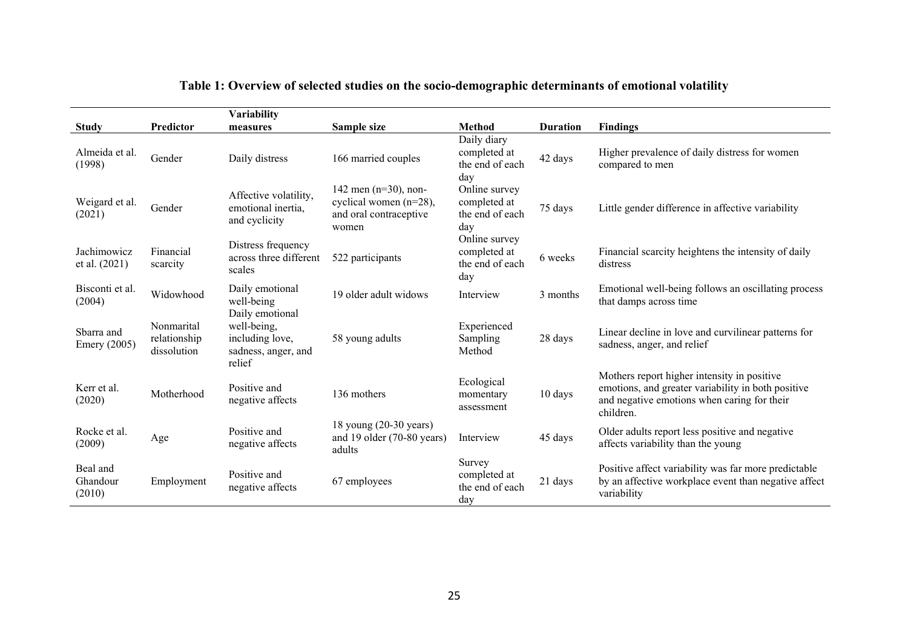**Table 1: Overview of selected studies on the socio-demographic determinants of emotional volatility**

| Study | Predictor | Variability measures | Sample size | Method | Duration | Findings |
|---|---|---|---|---|---|---|
| Almeida et al. (1998) | Gender | Daily distress | 166 married couples | Daily diary completed at the end of each day | 42 days | Higher prevalence of daily distress for women compared to men |
| Weigard et al. (2021) | Gender | Affective volatility, emotional inertia, and cyclicity | 142 men (n=30), non-cyclical women (n=28), and oral contraceptive women | Online survey completed at the end of each day | 75 days | Little gender difference in affective variability |
| Jachimowicz et al. (2021) | Financial scarcity | Distress frequency across three different scales | 522 participants | Online survey completed at the end of each day | 6 weeks | Financial scarcity heightens the intensity of daily distress |
| Bisconti et al. (2004) | Widowhood | Daily emotional well-being | 19 older adult widows | Interview | 3 months | Emotional well-being follows an oscillating process that damps across time |
| Sbarra and Emery (2005) | Nonmarital relationship dissolution | Daily emotional well-being, including love, sadness, anger, and relief | 58 young adults | Experienced Sampling Method | 28 days | Linear decline in love and curvilinear patterns for sadness, anger, and relief |
| Kerr et al. (2020) | Motherhood | Positive and negative affects | 136 mothers | Ecological momentary assessment | 10 days | Mothers report higher intensity in positive emotions, and greater variability in both positive and negative emotions when caring for their children. |
| Rocke et al. (2009) | Age | Positive and negative affects | 18 young (20-30 years) and 19 older (70-80 years) adults | Interview | 45 days | Older adults report less positive and negative affects variability than the young |
| Beal and Ghandour (2010) | Employment | Positive and negative affects | 67 employees | Survey completed at the end of each day | 21 days | Positive affect variability was far more predictable by an affective workplace event than negative affect variability |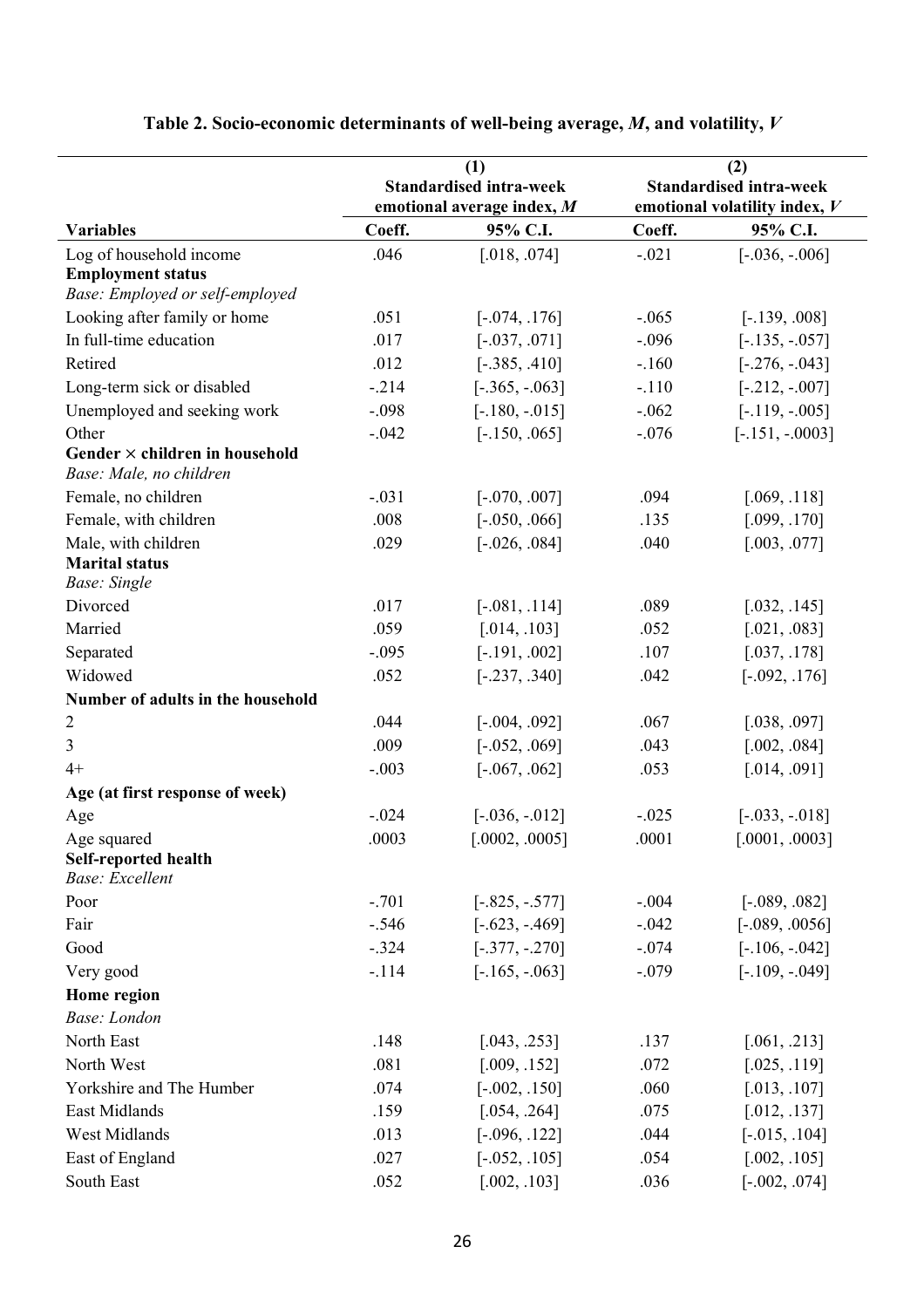**Table 2. Socio-economic determinants of well-being average, $M$, and volatility, $V$**

| | (1) Standardised intra-week emotional average index, $M$ | | (2) Standardised intra-week emotional volatility index, $V$ | |
|---|---|---|---|---|
| **Variables** | **Coeff.** | **95% C.I.** | **Coeff.** | **95% C.I.** |
| Log of household income | .046 | [.018, .074] | -.021 | [-.036, -.006] |
| **Employment status** | | | | |
| *Base: Employed or self-employed* | | | | |
| Looking after family or home | .051 | [-.074, .176] | -.065 | [-.139, .008] |
| In full-time education | .017 | [-.037, .071] | -.096 | [-.135, -.057] |
| Retired | .012 | [-.385, .410] | -.160 | [-.276, -.043] |
| Long-term sick or disabled | -.214 | [-.365, -.063] | -.110 | [-.212, -.007] |
| Unemployed and seeking work | -.098 | [-.180, -.015] | -.062 | [-.119, -.005] |
| Other | -.042 | [-.150, .065] | -.076 | [-.151, -.0003] |
| **Gender × children in household** | | | | |
| *Base: Male, no children* | | | | |
| Female, no children | -.031 | [-.070, .007] | .094 | [.069, .118] |
| Female, with children | .008 | [-.050, .066] | .135 | [.099, .170] |
| Male, with children | .029 | [-.026, .084] | .040 | [.003, .077] |
| **Marital status** | | | | |
| *Base: Single* | | | | |
| Divorced | .017 | [-.081, .114] | .089 | [.032, .145] |
| Married | .059 | [.014, .103] | .052 | [.021, .083] |
| Separated | -.095 | [-.191, .002] | .107 | [.037, .178] |
| Widowed | .052 | [-.237, .340] | .042 | [-.092, .176] |
| **Number of adults in the household** | | | | |
| 2 | .044 | [-.004, .092] | .067 | [.038, .097] |
| 3 | .009 | [-.052, .069] | .043 | [.002, .084] |
| 4+ | -.003 | [-.067, .062] | .053 | [.014, .091] |
| **Age (at first response of week)** | | | | |
| Age | -.024 | [-.036, -.012] | -.025 | [-.033, -.018] |
| Age squared | .0003 | [.0002, .0005] | .0001 | [.0001, .0003] |
| **Self-reported health** | | | | |
| *Base: Excellent* | | | | |
| Poor | -.701 | [-.825, -.577] | -.004 | [-.089, .082] |
| Fair | -.546 | [-.623, -.469] | -.042 | [-.089, .0056] |
| Good | -.324 | [-.377, -.270] | -.074 | [-.106, -.042] |
| Very good | -.114 | [-.165, -.063] | -.079 | [-.109, -.049] |
| **Home region** | | | | |
| *Base: London* | | | | |
| North East | .148 | [.043, .253] | .137 | [.061, .213] |
| North West | .081 | [.009, .152] | .072 | [.025, .119] |
| Yorkshire and The Humber | .074 | [-.002, .150] | .060 | [.013, .107] |
| East Midlands | .159 | [.054, .264] | .075 | [.012, .137] |
| West Midlands | .013 | [-.096, .122] | .044 | [-.015, .104] |
| East of England | .027 | [-.052, .105] | .054 | [.002, .105] |
| South East | .052 | [.002, .103] | .036 | [-.002, .074] |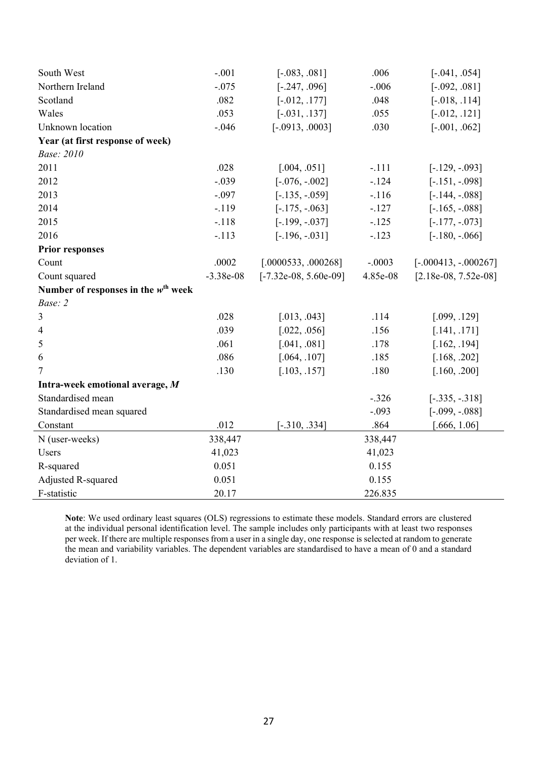| | | | | |
|---|---|---|---|---|
| South West | -.001 | [-.083, .081] | .006 | [-.041, .054] |
| Northern Ireland | -.075 | [-.247, .096] | -.006 | [-.092, .081] |
| Scotland | .082 | [-.012, .177] | .048 | [-.018, .114] |
| Wales | .053 | [-.031, .137] | .055 | [-.012, .121] |
| Unknown location | -.046 | [-.0913, .0003] | .030 | [-.001, .062] |
| **Year (at first response of week)** | | | | |
| *Base: 2010* | | | | |
| 2011 | .028 | [.004, .051] | -.111 | [-.129, -.093] |
| 2012 | -.039 | [-.076, -.002] | -.124 | [-.151, -.098] |
| 2013 | -.097 | [-.135, -.059] | -.116 | [-.144, -.088] |
| 2014 | -.119 | [-.175, -.063] | -.127 | [-.165, -.088] |
| 2015 | -.118 | [-.199, -.037] | -.125 | [-.177, -.073] |
| 2016 | -.113 | [-.196, -.031] | -.123 | [-.180, -.066] |
| **Prior responses** | | | | |
| Count | .0002 | [.0000533, .000268] | -.0003 | [-.000413, -.000267] |
| Count squared | -3.38e-08 | [-7.32e-08, 5.60e-09] | 4.85e-08 | [2.18e-08, 7.52e-08] |
| **Number of responses in the $w^{th}$ week** | | | | |
| *Base: 2* | | | | |
| 3 | .028 | [.013, .043] | .114 | [.099, .129] |
| 4 | .039 | [.022, .056] | .156 | [.141, .171] |
| 5 | .061 | [.041, .081] | .178 | [.162, .194] |
| 6 | .086 | [.064, .107] | .185 | [.168, .202] |
| 7 | .130 | [.103, .157] | .180 | [.160, .200] |
| **Intra-week emotional average, $M$** | | | | |
| Standardised mean | | | -.326 | [-.335, -.318] |
| Standardised mean squared | | | -.093 | [-.099, -.088] |
| Constant | .012 | [-.310, .334] | .864 | [.666, 1.06] |
| N (user-weeks) | 338,447 | | 338,447 | |
| Users | 41,023 | | 41,023 | |
| R-squared | 0.051 | | 0.155 | |
| Adjusted R-squared | 0.051 | | 0.155 | |
| F-statistic | 20.17 | | 226.835 | |

**Note**: We used ordinary least squares (OLS) regressions to estimate these models. Standard errors are clustered at the individual personal identification level. The sample includes only participants with at least two responses per week. If there are multiple responses from a user in a single day, one response is selected at random to generate the mean and variability variables. The dependent variables are standardised to have a mean of 0 and a standard deviation of 1.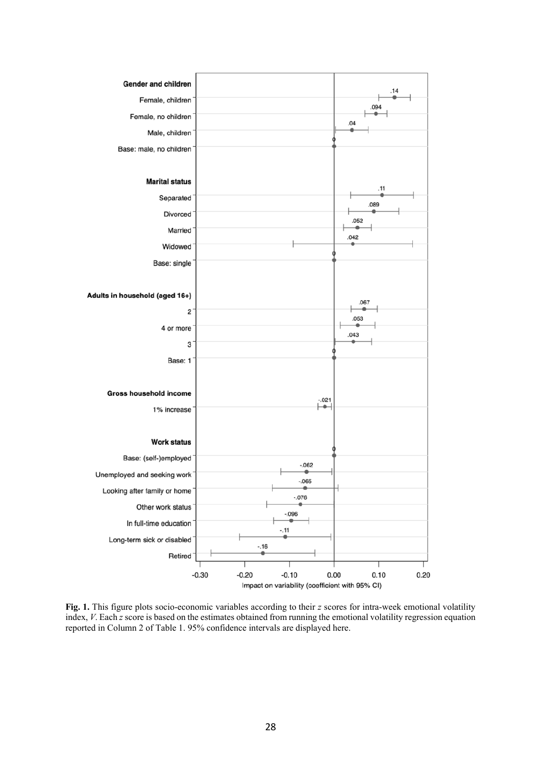**Fig. 1.** This figure plots socio-economic variables according to their *z* scores for intra-week emotional volatility index, *V*. Each *z* score is based on the estimates obtained from running the emotional volatility regression equation reported in Column 2 of Table 1. 95% confidence intervals are displayed here.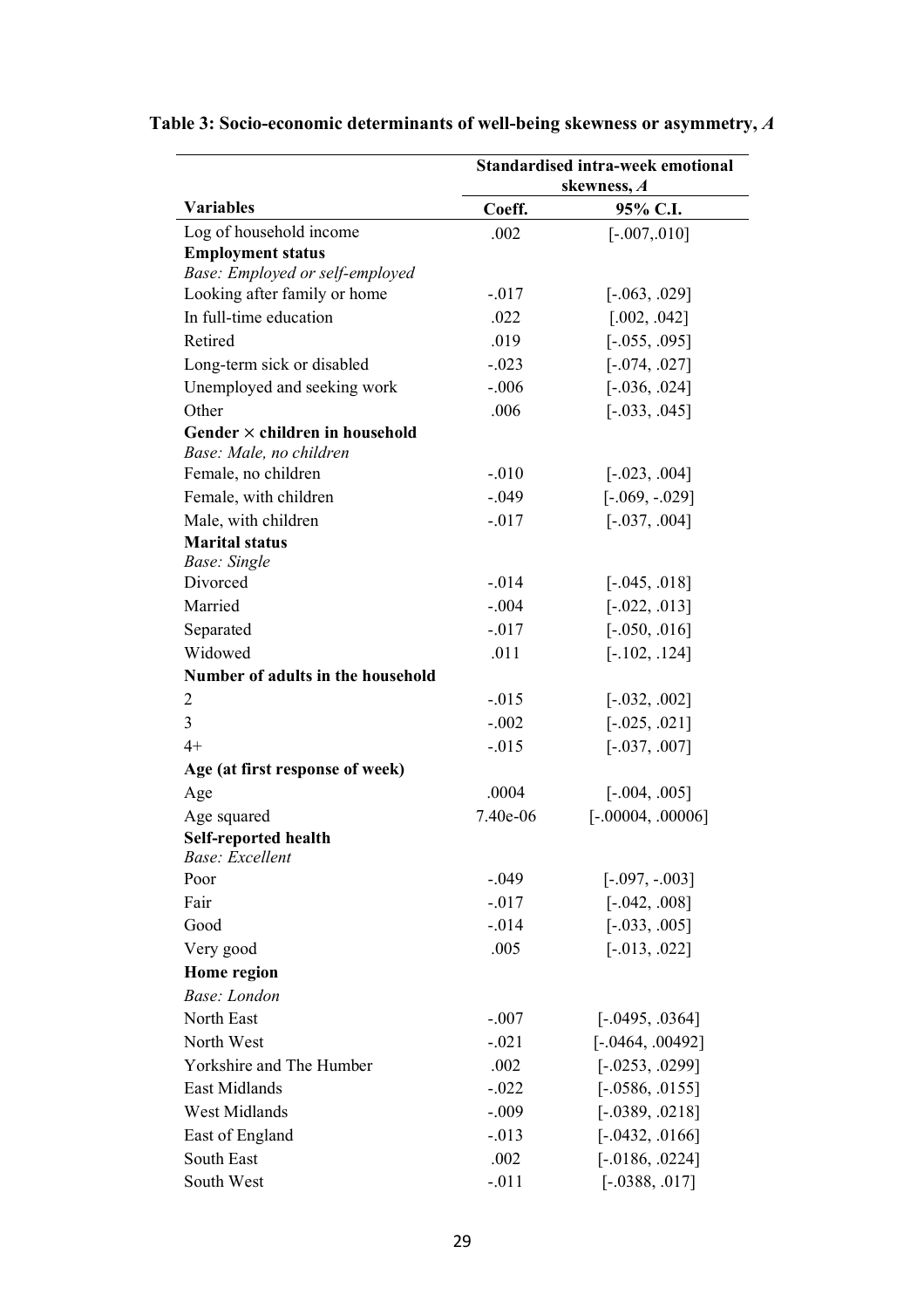**Table 3: Socio-economic determinants of well-being skewness or asymmetry, *A***

| | Standardised intra-week emotional skewness, *A* | |
|---|---|---|
| **Variables** | **Coeff.** | **95% C.I.** |
| Log of household income | .002 | [-.007,.010] |
| **Employment status** | | |
| *Base: Employed or self-employed* | | |
| Looking after family or home | -.017 | [-.063, .029] |
| In full-time education | .022 | [.002, .042] |
| Retired | .019 | [-.055, .095] |
| Long-term sick or disabled | -.023 | [-.074, .027] |
| Unemployed and seeking work | -.006 | [-.036, .024] |
| Other | .006 | [-.033, .045] |
| **Gender × children in household** | | |
| *Base: Male, no children* | | |
| Female, no children | -.010 | [-.023, .004] |
| Female, with children | -.049 | [-.069, -.029] |
| Male, with children | -.017 | [-.037, .004] |
| **Marital status** | | |
| *Base: Single* | | |
| Divorced | -.014 | [-.045, .018] |
| Married | -.004 | [-.022, .013] |
| Separated | -.017 | [-.050, .016] |
| Widowed | .011 | [-.102, .124] |
| **Number of adults in the household** | | |
| 2 | -.015 | [-.032, .002] |
| 3 | -.002 | [-.025, .021] |
| 4+ | -.015 | [-.037, .007] |
| **Age (at first response of week)** | | |
| Age | .0004 | [-.004, .005] |
| Age squared | 7.40e-06 | [-.00004, .00006] |
| **Self-reported health** | | |
| *Base: Excellent* | | |
| Poor | -.049 | [-.097, -.003] |
| Fair | -.017 | [-.042, .008] |
| Good | -.014 | [-.033, .005] |
| Very good | .005 | [-.013, .022] |
| **Home region** | | |
| *Base: London* | | |
| North East | -.007 | [-.0495, .0364] |
| North West | -.021 | [-.0464, .00492] |
| Yorkshire and The Humber | .002 | [-.0253, .0299] |
| East Midlands | -.022 | [-.0586, .0155] |
| West Midlands | -.009 | [-.0389, .0218] |
| East of England | -.013 | [-.0432, .0166] |
| South East | .002 | [-.0186, .0224] |
| South West | -.011 | [-.0388, .017] |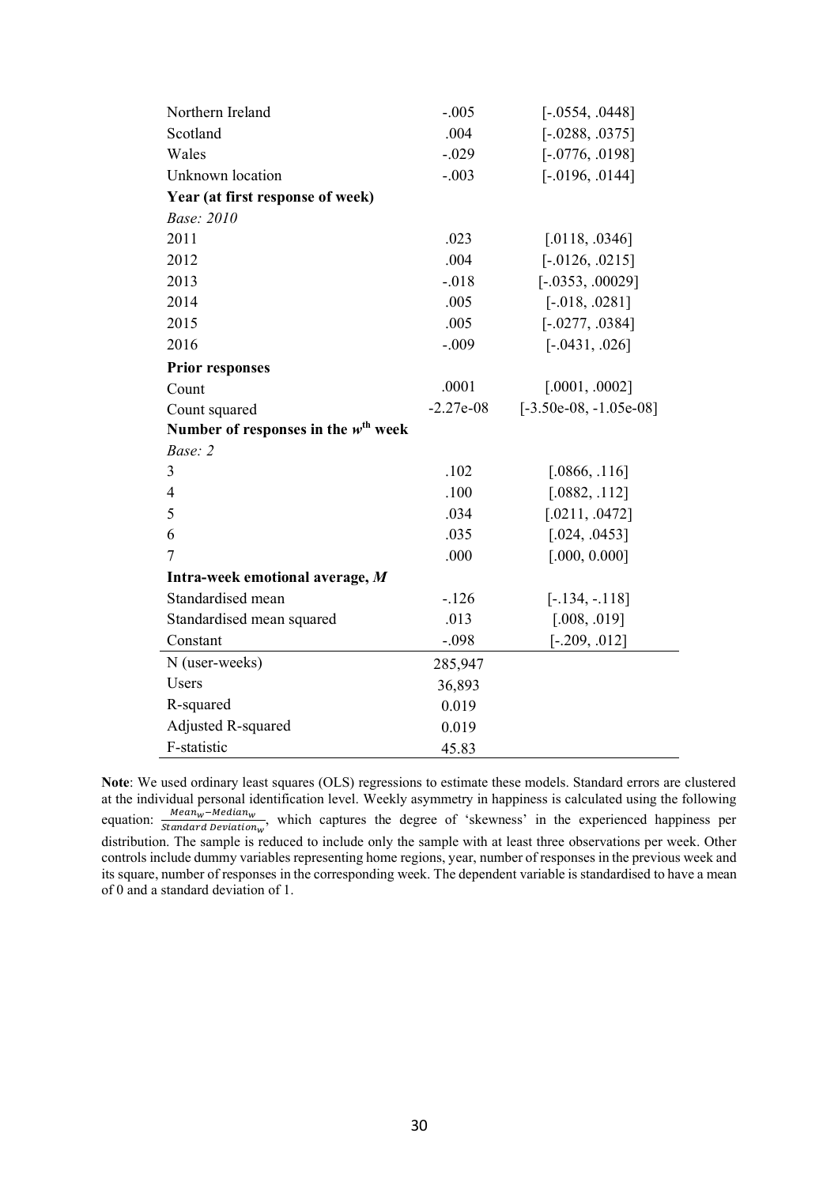| | | |
|---|---|---|
| Northern Ireland | -.005 | [-.0554, .0448] |
| Scotland | .004 | [-.0288, .0375] |
| Wales | -.029 | [-.0776, .0198] |
| Unknown location | -.003 | [-.0196, .0144] |
| **Year (at first response of week)** | | |
| *Base: 2010* | | |
| 2011 | .023 | [.0118, .0346] |
| 2012 | .004 | [-.0126, .0215] |
| 2013 | -.018 | [-.0353, .00029] |
| 2014 | .005 | [-.018, .0281] |
| 2015 | .005 | [-.0277, .0384] |
| 2016 | -.009 | [-.0431, .026] |
| **Prior responses** | | |
| Count | .0001 | [.0001, .0002] |
| Count squared | -2.27e-08 | [-3.50e-08, -1.05e-08] |
| **Number of responses in the $w^{th}$ week** | | |
| *Base: 2* | | |
| 3 | .102 | [.0866, .116] |
| 4 | .100 | [.0882, .112] |
| 5 | .034 | [.0211, .0472] |
| 6 | .035 | [.024, .0453] |
| 7 | .000 | [.000, 0.000] |
| **Intra-week emotional average, *M*** | | |
| Standardised mean | -.126 | [-.134, -.118] |
| Standardised mean squared | .013 | [.008, .019] |
| Constant | -.098 | [-.209, .012] |
| N (user-weeks) | 285,947 | |
| Users | 36,893 | |
| R-squared | 0.019 | |
| Adjusted R-squared | 0.019 | |
| F-statistic | 45.83 | |

**Note**: We used ordinary least squares (OLS) regressions to estimate these models. Standard errors are clustered at the individual personal identification level. Weekly asymmetry in happiness is calculated using the following equation: $\frac{Mean_w - Median_w}{Standard\ Deviation_w}$, which captures the degree of 'skewness' in the experienced happiness per distribution. The sample is reduced to include only the sample with at least three observations per week. Other controls include dummy variables representing home regions, year, number of responses in the previous week and its square, number of responses in the corresponding week. The dependent variable is standardised to have a mean of 0 and a standard deviation of 1.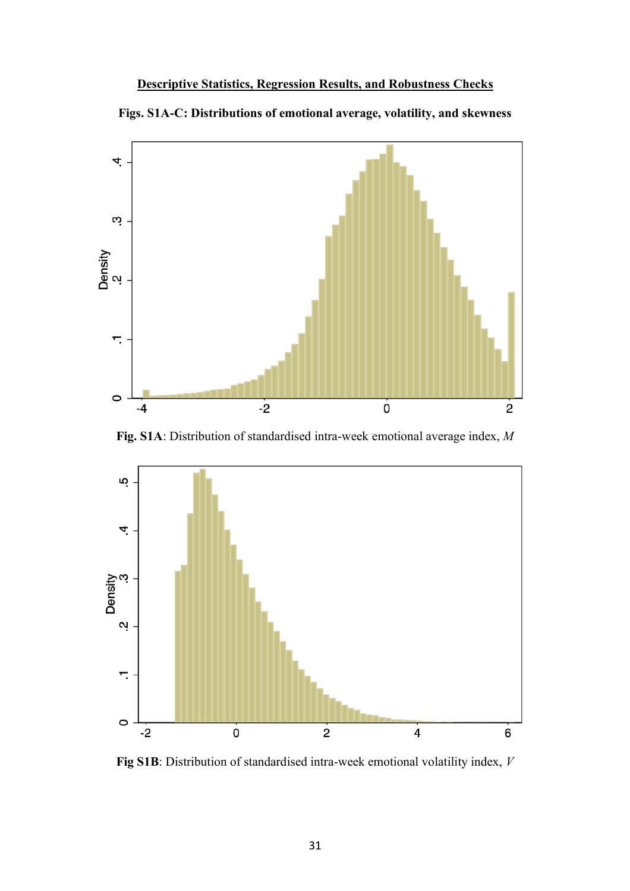**Descriptive Statistics, Regression Results, and Robustness Checks**

**Figs. S1A-C: Distributions of emotional average, volatility, and skewness**

**Fig. S1A**: Distribution of standardised intra-week emotional average index, *M*

**Fig S1B**: Distribution of standardised intra-week emotional volatility index, *V*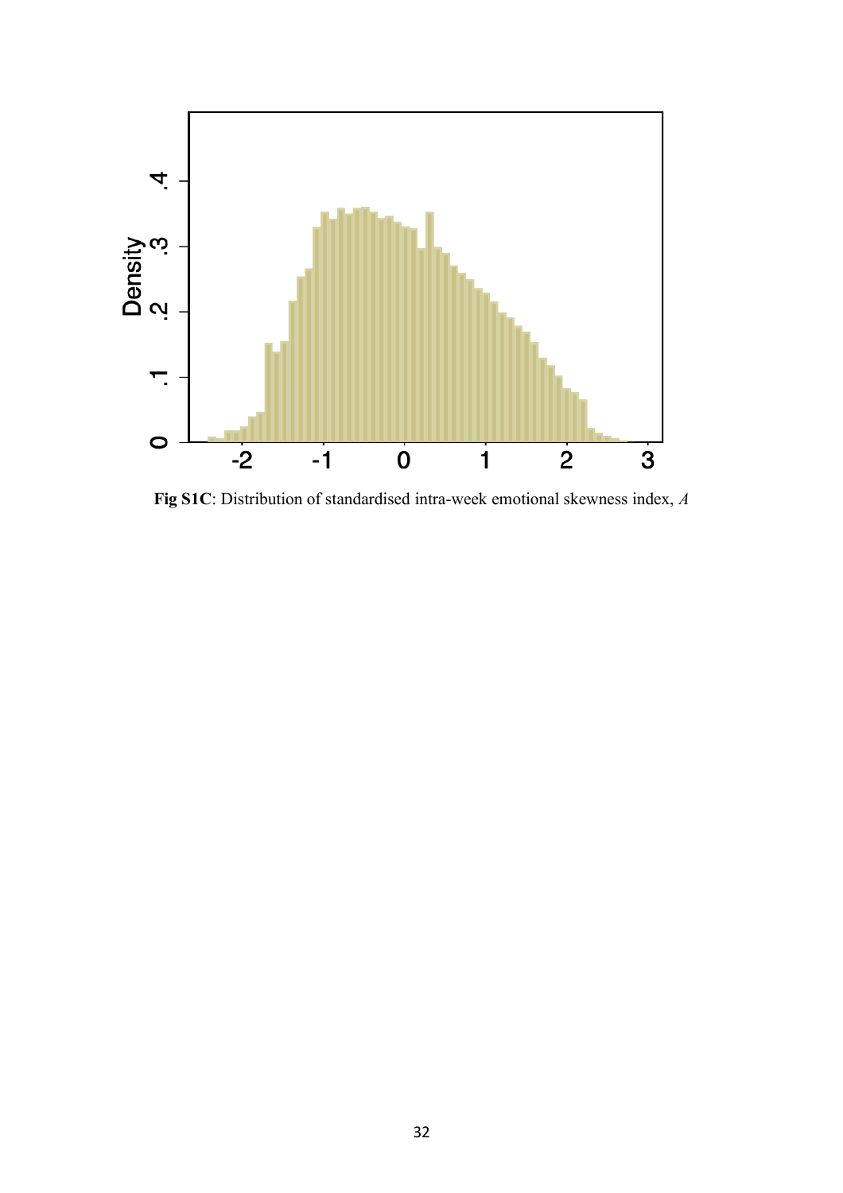**Fig S1C**: Distribution of standardised intra-week emotional skewness index, *A*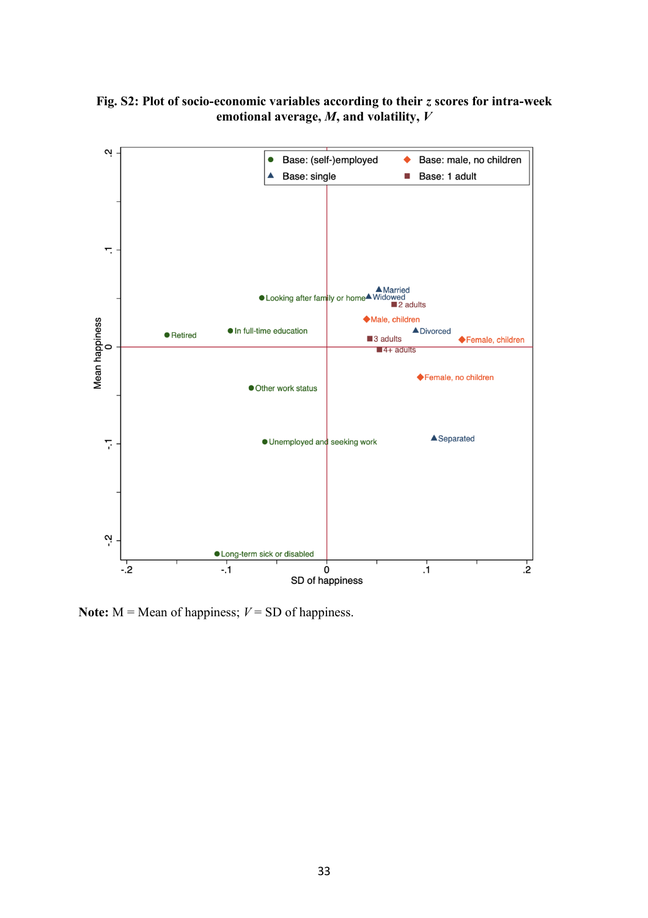**Fig. S2: Plot of socio-economic variables according to their *z* scores for intra-week emotional average, *M*, and volatility, *V***

**Note:** M = Mean of happiness; $V$ = SD of happiness.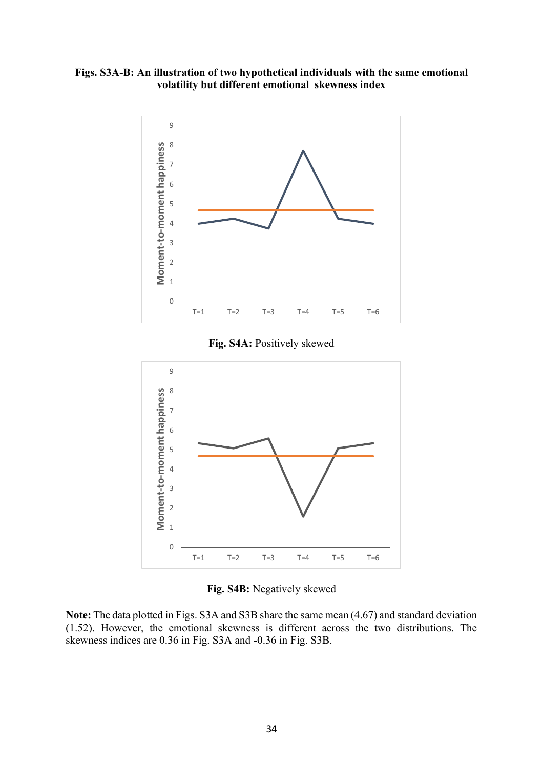**Figs. S3A-B: An illustration of two hypothetical individuals with the same emotional volatility but different emotional skewness index**

**Fig. S4A:** Positively skewed

**Fig. S4B:** Negatively skewed

**Note:** The data plotted in Figs. S3A and S3B share the same mean (4.67) and standard deviation (1.52). However, the emotional skewness is different across the two distributions. The skewness indices are 0.36 in Fig. S3A and -0.36 in Fig. S3B.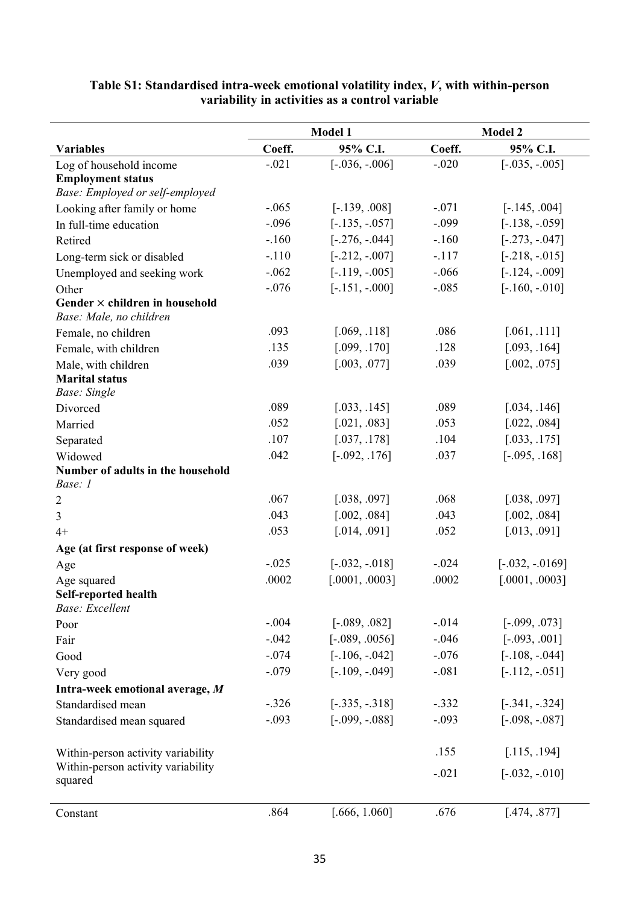**Table S1: Standardised intra-week emotional volatility index, $V$, with within-person variability in activities as a control variable**

| | Model 1 | | Model 2 | |
|---|---|---|---|---|
| **Variables** | **Coeff.** | **95% C.I.** | **Coeff.** | **95% C.I.** |
| Log of household income | -.021 | [-.036, -.006] | -.020 | [-.035, -.005] |
| **Employment status** | | | | |
| *Base: Employed or self-employed* | | | | |
| Looking after family or home | -.065 | [-.139, .008] | -.071 | [-.145, .004] |
| In full-time education | -.096 | [-.135, -.057] | -.099 | [-.138, -.059] |
| Retired | -.160 | [-.276, -.044] | -.160 | [-.273, -.047] |
| Long-term sick or disabled | -.110 | [-.212, -.007] | -.117 | [-.218, -.015] |
| Unemployed and seeking work | -.062 | [-.119, -.005] | -.066 | [-.124, -.009] |
| Other | -.076 | [-.151, -.000] | -.085 | [-.160, -.010] |
| **Gender × children in household** | | | | |
| *Base: Male, no children* | | | | |
| Female, no children | .093 | [.069, .118] | .086 | [.061, .111] |
| Female, with children | .135 | [.099, .170] | .128 | [.093, .164] |
| Male, with children | .039 | [.003, .077] | .039 | [.002, .075] |
| **Marital status** | | | | |
| *Base: Single* | | | | |
| Divorced | .089 | [.033, .145] | .089 | [.034, .146] |
| Married | .052 | [.021, .083] | .053 | [.022, .084] |
| Separated | .107 | [.037, .178] | .104 | [.033, .175] |
| Widowed | .042 | [-.092, .176] | .037 | [-.095, .168] |
| **Number of adults in the household** | | | | |
| *Base: 1* | | | | |
| 2 | .067 | [.038, .097] | .068 | [.038, .097] |
| 3 | .043 | [.002, .084] | .043 | [.002, .084] |
| 4+ | .053 | [.014, .091] | .052 | [.013, .091] |
| **Age (at first response of week)** | | | | |
| Age | -.025 | [-.032, -.018] | -.024 | [-.032, -.0169] |
| Age squared | .0002 | [.0001, .0003] | .0002 | [.0001, .0003] |
| **Self-reported health** | | | | |
| *Base: Excellent* | | | | |
| Poor | -.004 | [-.089, .082] | -.014 | [-.099, .073] |
| Fair | -.042 | [-.089, .0056] | -.046 | [-.093, .001] |
| Good | -.074 | [-.106, -.042] | -.076 | [-.108, -.044] |
| Very good | -.079 | [-.109, -.049] | -.081 | [-.112, -.051] |
| **Intra-week emotional average, $M$** | | | | |
| Standardised mean | -.326 | [-.335, -.318] | -.332 | [-.341, -.324] |
| Standardised mean squared | -.093 | [-.099, -.088] | -.093 | [-.098, -.087] |
| Within-person activity variability | | | .155 | [.115, .194] |
| Within-person activity variability squared | | | -.021 | [-.032, -.010] |
| Constant | .864 | [.666, 1.060] | .676 | [.474, .877] |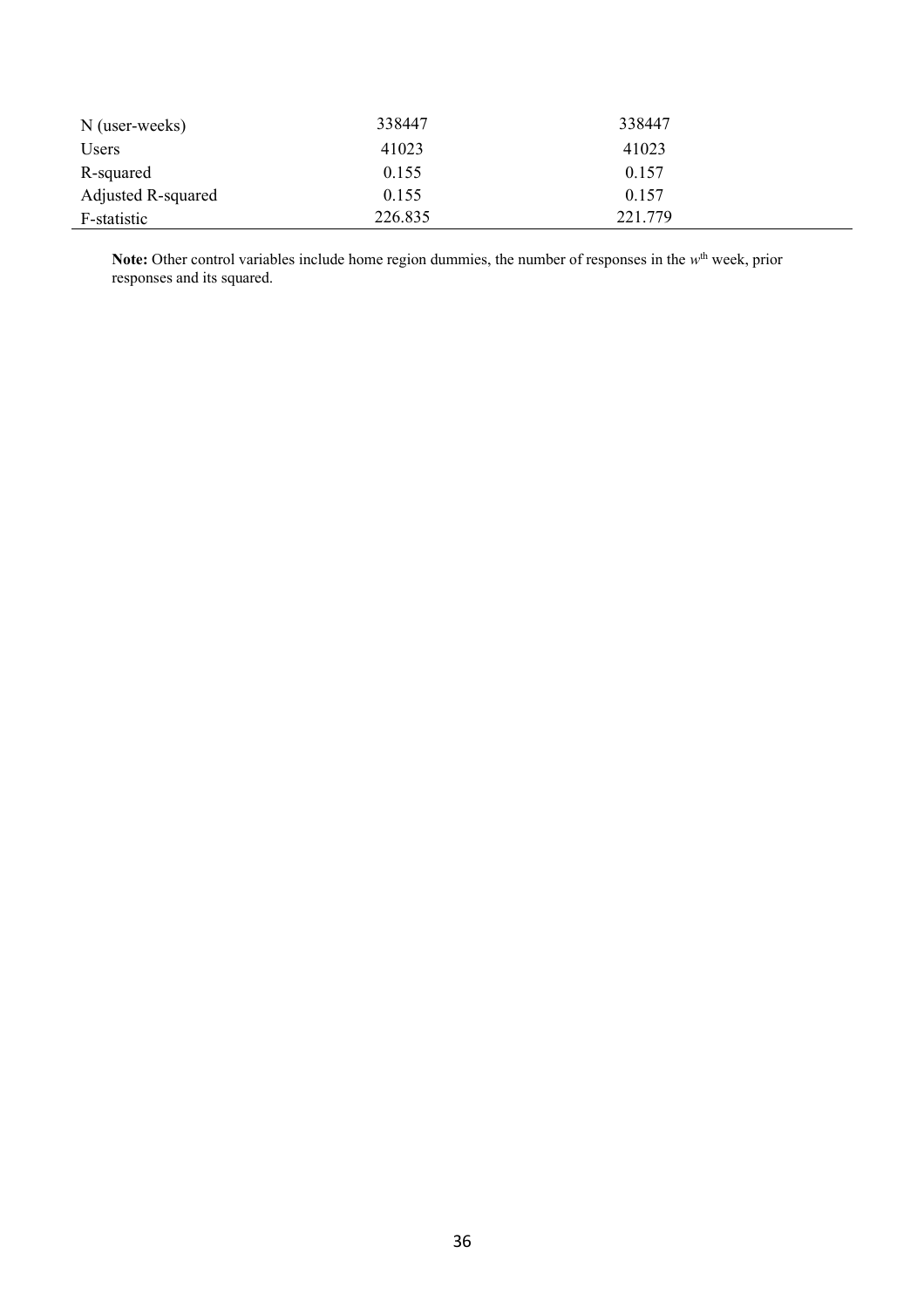| | | |
|---|---|---|
| N (user-weeks) | 338447 | 338447 |
| Users | 41023 | 41023 |
| R-squared | 0.155 | 0.157 |
| Adjusted R-squared | 0.155 | 0.157 |
| F-statistic | 226.835 | 221.779 |

**Note:** Other control variables include home region dummies, the number of responses in the $w^{th}$ week, prior responses and its squared.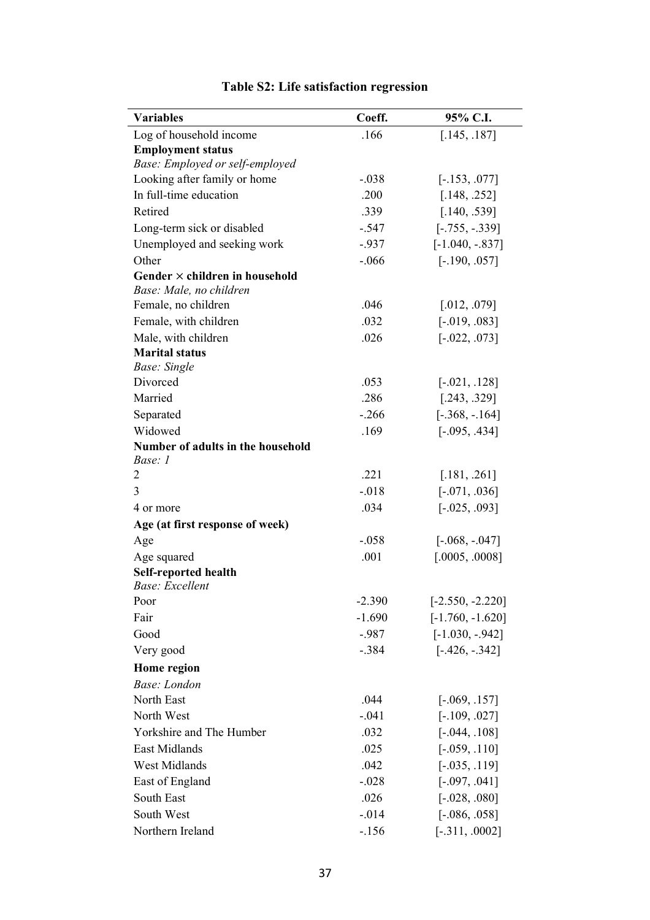**Table S2: Life satisfaction regression**

| Variables | Coeff. | 95% C.I. |
|---|---|---|
| Log of household income | .166 | [.145, .187] |
| **Employment status** | | |
| *Base: Employed or self-employed* | | |
| Looking after family or home | -.038 | [-.153, .077] |
| In full-time education | .200 | [.148, .252] |
| Retired | .339 | [.140, .539] |
| Long-term sick or disabled | -.547 | [-.755, -.339] |
| Unemployed and seeking work | -.937 | [-1.040, -.837] |
| Other | -.066 | [-.190, .057] |
| **Gender × children in household** | | |
| *Base: Male, no children* | | |
| Female, no children | .046 | [.012, .079] |
| Female, with children | .032 | [-.019, .083] |
| Male, with children | .026 | [-.022, .073] |
| **Marital status** | | |
| *Base: Single* | | |
| Divorced | .053 | [-.021, .128] |
| Married | .286 | [.243, .329] |
| Separated | -.266 | [-.368, -.164] |
| Widowed | .169 | [-.095, .434] |
| **Number of adults in the household** | | |
| *Base: 1* | | |
| 2 | .221 | [.181, .261] |
| 3 | -.018 | [-.071, .036] |
| 4 or more | .034 | [-.025, .093] |
| **Age (at first response of week)** | | |
| Age | -.058 | [-.068, -.047] |
| Age squared | .001 | [.0005, .0008] |
| **Self-reported health** | | |
| *Base: Excellent* | | |
| Poor | -2.390 | [-2.550, -2.220] |
| Fair | -1.690 | [-1.760, -1.620] |
| Good | -.987 | [-1.030, -.942] |
| Very good | -.384 | [-.426, -.342] |
| **Home region** | | |
| *Base: London* | | |
| North East | .044 | [-.069, .157] |
| North West | -.041 | [-.109, .027] |
| Yorkshire and The Humber | .032 | [-.044, .108] |
| East Midlands | .025 | [-.059, .110] |
| West Midlands | .042 | [-.035, .119] |
| East of England | -.028 | [-.097, .041] |
| South East | .026 | [-.028, .080] |
| South West | -.014 | [-.086, .058] |
| Northern Ireland | -.156 | [-.311, .0002] |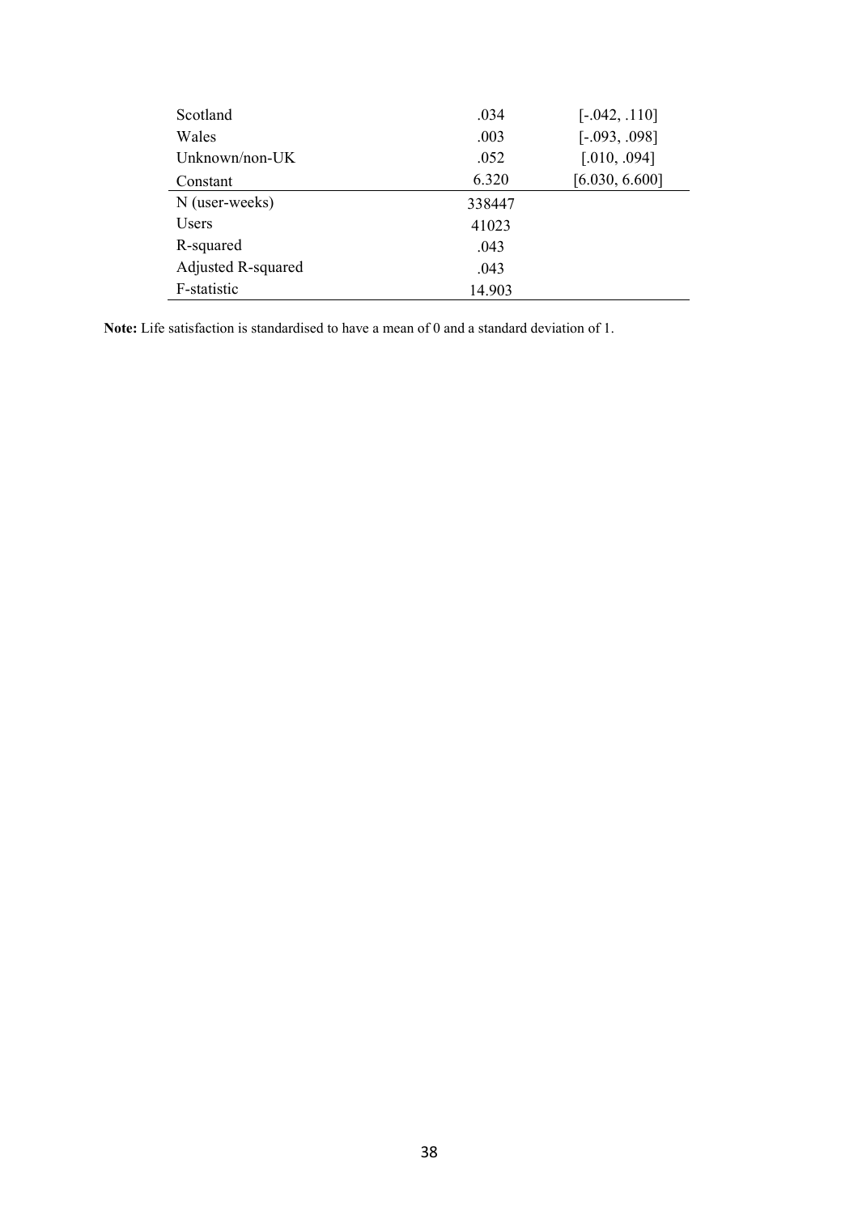| | | |
|---|---|---|
| Scotland | .034 | [-.042, .110] |
| Wales | .003 | [-.093, .098] |
| Unknown/non-UK | .052 | [.010, .094] |
| Constant | 6.320 | [6.030, 6.600] |
| N (user-weeks) | 338447 | |
| Users | 41023 | |
| R-squared | .043 | |
| Adjusted R-squared | .043 | |
| F-statistic | 14.903 | |

**Note:** Life satisfaction is standardised to have a mean of 0 and a standard deviation of 1.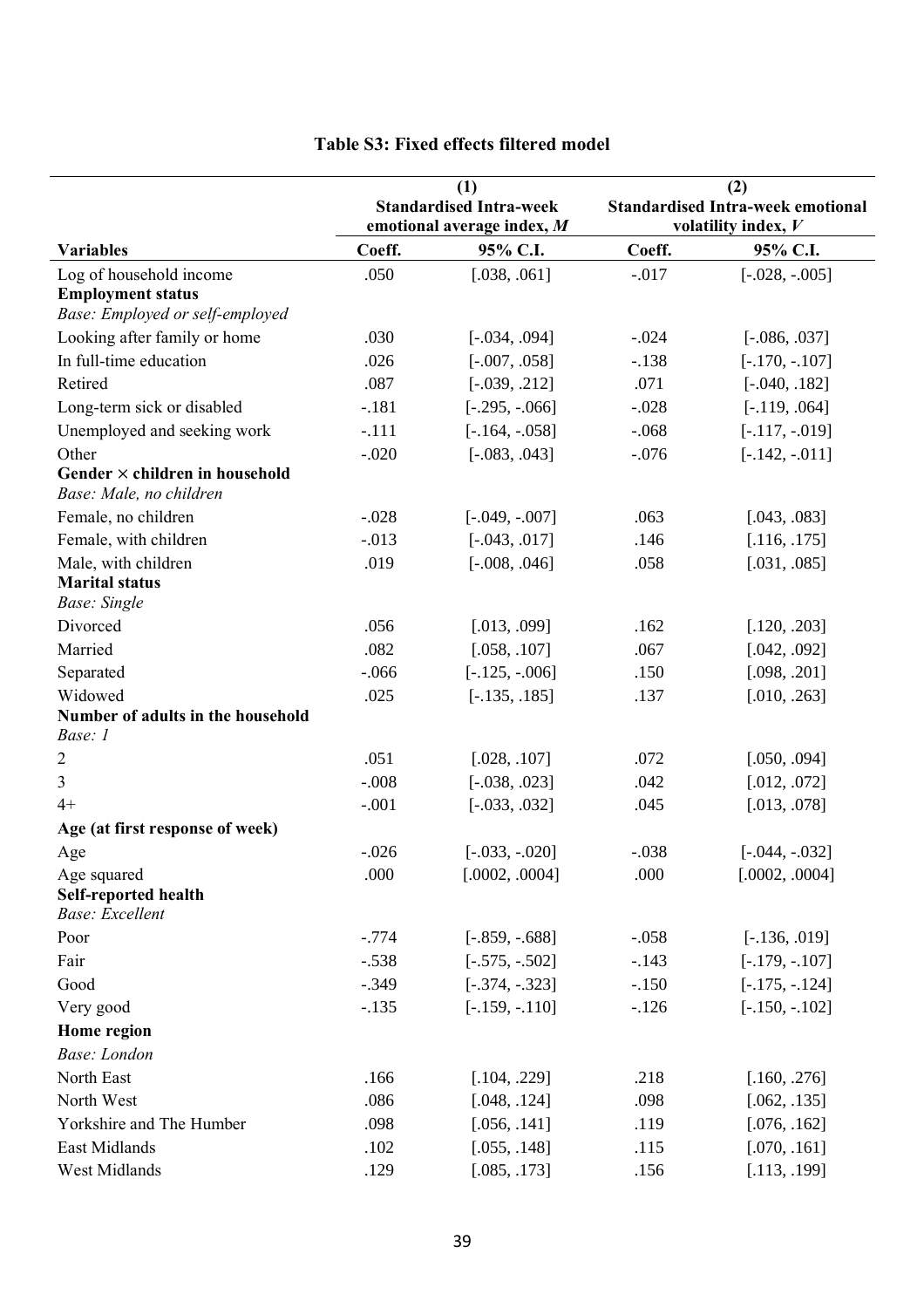**Table S3: Fixed effects filtered model**

| | (1) Standardised Intra-week emotional average index, $M$ | | (2) Standardised Intra-week emotional volatility index, $V$ | |
|---|---|---|---|---|
| **Variables** | **Coeff.** | **95% C.I.** | **Coeff.** | **95% C.I.** |
| Log of household income | .050 | [.038, .061] | -.017 | [-.028, -.005] |
| **Employment status** | | | | |
| *Base: Employed or self-employed* | | | | |
| Looking after family or home | .030 | [-.034, .094] | -.024 | [-.086, .037] |
| In full-time education | .026 | [-.007, .058] | -.138 | [-.170, -.107] |
| Retired | .087 | [-.039, .212] | .071 | [-.040, .182] |
| Long-term sick or disabled | -.181 | [-.295, -.066] | -.028 | [-.119, .064] |
| Unemployed and seeking work | -.111 | [-.164, -.058] | -.068 | [-.117, -.019] |
| Other | -.020 | [-.083, .043] | -.076 | [-.142, -.011] |
| **Gender × children in household** | | | | |
| *Base: Male, no children* | | | | |
| Female, no children | -.028 | [-.049, -.007] | .063 | [.043, .083] |
| Female, with children | -.013 | [-.043, .017] | .146 | [.116, .175] |
| Male, with children | .019 | [-.008, .046] | .058 | [.031, .085] |
| **Marital status** | | | | |
| *Base: Single* | | | | |
| Divorced | .056 | [.013, .099] | .162 | [.120, .203] |
| Married | .082 | [.058, .107] | .067 | [.042, .092] |
| Separated | -.066 | [-.125, -.006] | .150 | [.098, .201] |
| Widowed | .025 | [-.135, .185] | .137 | [.010, .263] |
| **Number of adults in the household** | | | | |
| *Base: 1* | | | | |
| 2 | .051 | [.028, .107] | .072 | [.050, .094] |
| 3 | -.008 | [-.038, .023] | .042 | [.012, .072] |
| 4+ | -.001 | [-.033, .032] | .045 | [.013, .078] |
| **Age (at first response of week)** | | | | |
| Age | -.026 | [-.033, -.020] | -.038 | [-.044, -.032] |
| Age squared | .000 | [.0002, .0004] | .000 | [.0002, .0004] |
| **Self-reported health** | | | | |
| *Base: Excellent* | | | | |
| Poor | -.774 | [-.859, -.688] | -.058 | [-.136, .019] |
| Fair | -.538 | [-.575, -.502] | -.143 | [-.179, -.107] |
| Good | -.349 | [-.374, -.323] | -.150 | [-.175, -.124] |
| Very good | -.135 | [-.159, -.110] | -.126 | [-.150, -.102] |
| **Home region** | | | | |
| *Base: London* | | | | |
| North East | .166 | [.104, .229] | .218 | [.160, .276] |
| North West | .086 | [.048, .124] | .098 | [.062, .135] |
| Yorkshire and The Humber | .098 | [.056, .141] | .119 | [.076, .162] |
| East Midlands | .102 | [.055, .148] | .115 | [.070, .161] |
| West Midlands | .129 | [.085, .173] | .156 | [.113, .199] |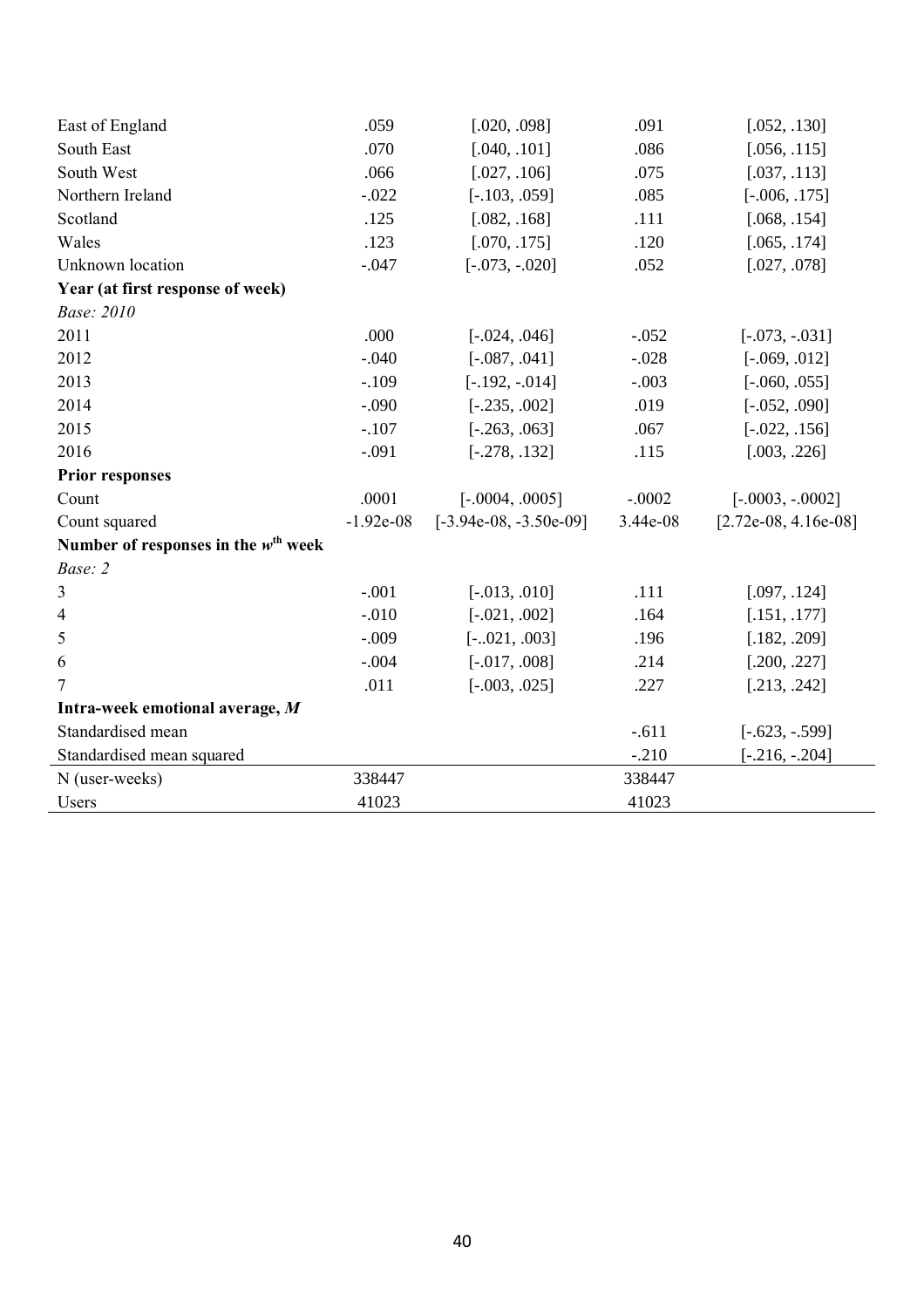| | | | | |
|---|---|---|---|---|
| East of England | .059 | [.020, .098] | .091 | [.052, .130] |
| South East | .070 | [.040, .101] | .086 | [.056, .115] |
| South West | .066 | [.027, .106] | .075 | [.037, .113] |
| Northern Ireland | -.022 | [-.103, .059] | .085 | [-.006, .175] |
| Scotland | .125 | [.082, .168] | .111 | [.068, .154] |
| Wales | .123 | [.070, .175] | .120 | [.065, .174] |
| Unknown location | -.047 | [-.073, -.020] | .052 | [.027, .078] |
| **Year (at first response of week)** | | | | |
| *Base: 2010* | | | | |
| 2011 | .000 | [-.024, .046] | -.052 | [-.073, -.031] |
| 2012 | -.040 | [-.087, .041] | -.028 | [-.069, .012] |
| 2013 | -.109 | [-.192, -.014] | -.003 | [-.060, .055] |
| 2014 | -.090 | [-.235, .002] | .019 | [-.052, .090] |
| 2015 | -.107 | [-.263, .063] | .067 | [-.022, .156] |
| 2016 | -.091 | [-.278, .132] | .115 | [.003, .226] |
| **Prior responses** | | | | |
| Count | .0001 | [-.0004, .0005] | -.0002 | [-.0003, -.0002] |
| Count squared | -1.92e-08 | [-3.94e-08, -3.50e-09] | 3.44e-08 | [2.72e-08, 4.16e-08] |
| **Number of responses in the $w^{th}$ week** | | | | |
| *Base: 2* | | | | |
| 3 | -.001 | [-.013, .010] | .111 | [.097, .124] |
| 4 | -.010 | [-.021, .002] | .164 | [.151, .177] |
| 5 | -.009 | [-..021, .003] | .196 | [.182, .209] |
| 6 | -.004 | [-.017, .008] | .214 | [.200, .227] |
| 7 | .011 | [-.003, .025] | .227 | [.213, .242] |
| **Intra-week emotional average, $M$** | | | | |
| Standardised mean | | | -.611 | [-.623, -.599] |
| Standardised mean squared | | | -.210 | [-.216, -.204] |
| N (user-weeks) | 338447 | | 338447 | |
| Users | 41023 | | 41023 | |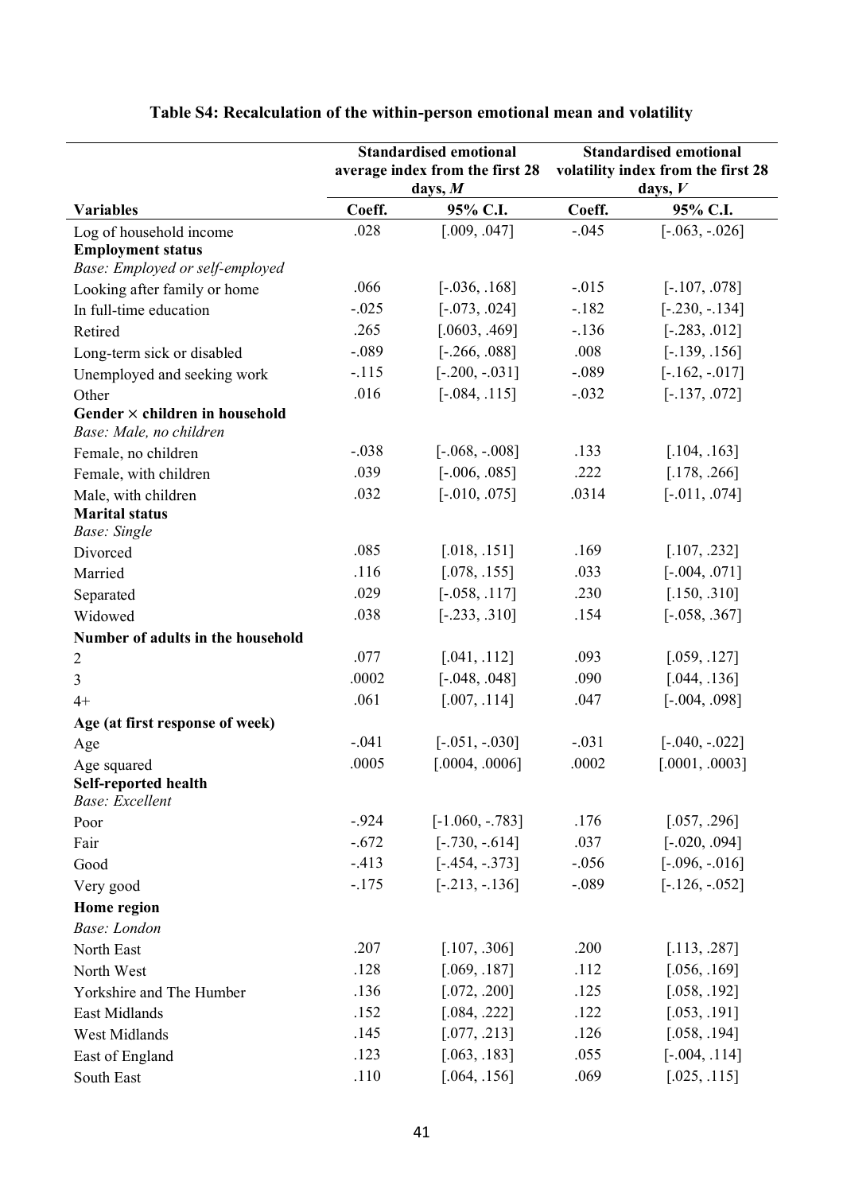### Table S4: Recalculation of the within-person emotional mean and volatility

| | Standardised emotional average index from the first 28 days, *M* | | Standardised emotional volatility index from the first 28 days, *V* | |
|---|---|---|---|---|
| **Variables** | **Coeff.** | **95% C.I.** | **Coeff.** | **95% C.I.** |
| Log of household income | .028 | [.009, .047] | -.045 | [-.063, -.026] |
| **Employment status** | | | | |
| *Base: Employed or self-employed* | | | | |
| Looking after family or home | .066 | [-.036, .168] | -.015 | [-.107, .078] |
| In full-time education | -.025 | [-.073, .024] | -.182 | [-.230, -.134] |
| Retired | .265 | [.0603, .469] | -.136 | [-.283, .012] |
| Long-term sick or disabled | -.089 | [-.266, .088] | .008 | [-.139, .156] |
| Unemployed and seeking work | -.115 | [-.200, -.031] | -.089 | [-.162, -.017] |
| Other | .016 | [-.084, .115] | -.032 | [-.137, .072] |
| **Gender × children in household** | | | | |
| *Base: Male, no children* | | | | |
| Female, no children | -.038 | [-.068, -.008] | .133 | [.104, .163] |
| Female, with children | .039 | [-.006, .085] | .222 | [.178, .266] |
| Male, with children | .032 | [-.010, .075] | .0314 | [-.011, .074] |
| **Marital status** | | | | |
| *Base: Single* | | | | |
| Divorced | .085 | [.018, .151] | .169 | [.107, .232] |
| Married | .116 | [.078, .155] | .033 | [-.004, .071] |
| Separated | .029 | [-.058, .117] | .230 | [.150, .310] |
| Widowed | .038 | [-.233, .310] | .154 | [-.058, .367] |
| **Number of adults in the household** | | | | |
| 2 | .077 | [.041, .112] | .093 | [.059, .127] |
| 3 | .0002 | [-.048, .048] | .090 | [.044, .136] |
| 4+ | .061 | [.007, .114] | .047 | [-.004, .098] |
| **Age (at first response of week)** | | | | |
| Age | -.041 | [-.051, -.030] | -.031 | [-.040, -.022] |
| Age squared | .0005 | [.0004, .0006] | .0002 | [.0001, .0003] |
| **Self-reported health** | | | | |
| *Base: Excellent* | | | | |
| Poor | -.924 | [-1.060, -.783] | .176 | [.057, .296] |
| Fair | -.672 | [-.730, -.614] | .037 | [-.020, .094] |
| Good | -.413 | [-.454, -.373] | -.056 | [-.096, -.016] |
| Very good | -.175 | [-.213, -.136] | -.089 | [-.126, -.052] |
| **Home region** | | | | |
| *Base: London* | | | | |
| North East | .207 | [.107, .306] | .200 | [.113, .287] |
| North West | .128 | [.069, .187] | .112 | [.056, .169] |
| Yorkshire and The Humber | .136 | [.072, .200] | .125 | [.058, .192] |
| East Midlands | .152 | [.084, .222] | .122 | [.053, .191] |
| West Midlands | .145 | [.077, .213] | .126 | [.058, .194] |
| East of England | .123 | [.063, .183] | .055 | [-.004, .114] |
| South East | .110 | [.064, .156] | .069 | [.025, .115] |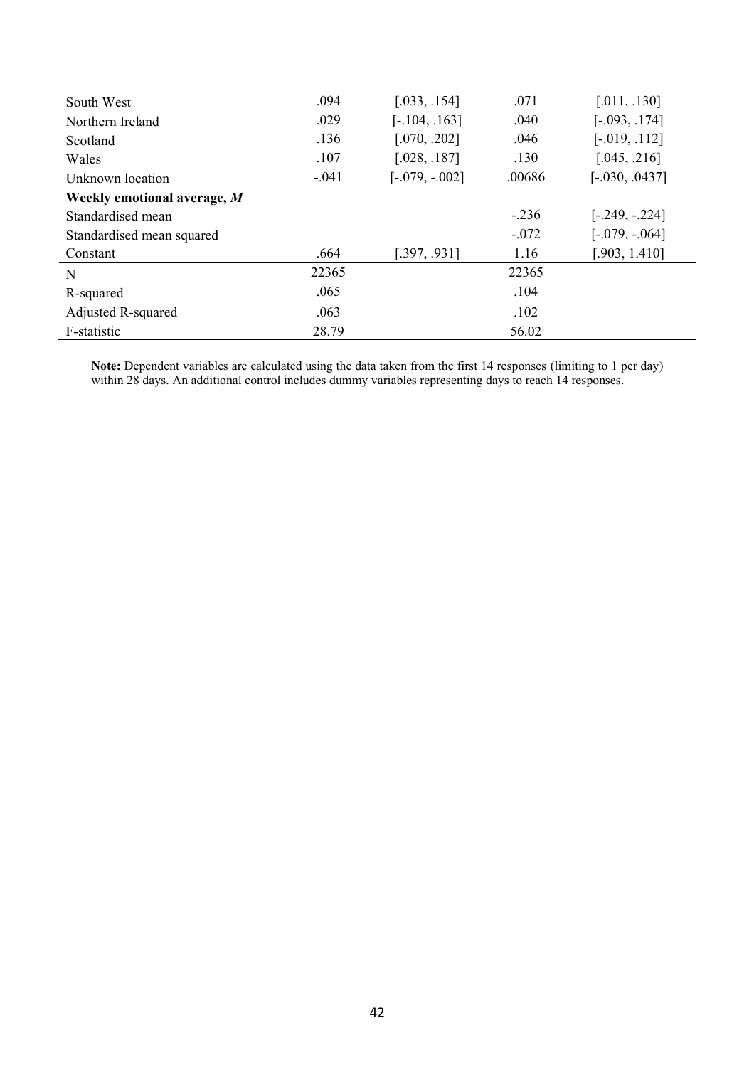| | | | | |
|---|---|---|---|---|
| South West | .094 | [.033, .154] | .071 | [.011, .130] |
| Northern Ireland | .029 | [-.104, .163] | .040 | [-.093, .174] |
| Scotland | .136 | [.070, .202] | .046 | [-.019, .112] |
| Wales | .107 | [.028, .187] | .130 | [.045, .216] |
| Unknown location | -.041 | [-.079, -.002] | .00686 | [-.030, .0437] |
| **Weekly emotional average, *M*** | | | | |
| Standardised mean | | | -.236 | [-.249, -.224] |
| Standardised mean squared | | | -.072 | [-.079, -.064] |
| Constant | .664 | [.397, .931] | 1.16 | [.903, 1.410] |
| N | 22365 | | 22365 | |
| R-squared | .065 | | .104 | |
| Adjusted R-squared | .063 | | .102 | |
| F-statistic | 28.79 | | 56.02 | |

**Note:** Dependent variables are calculated using the data taken from the first 14 responses (limiting to 1 per day) within 28 days. An additional control includes dummy variables representing days to reach 14 responses.